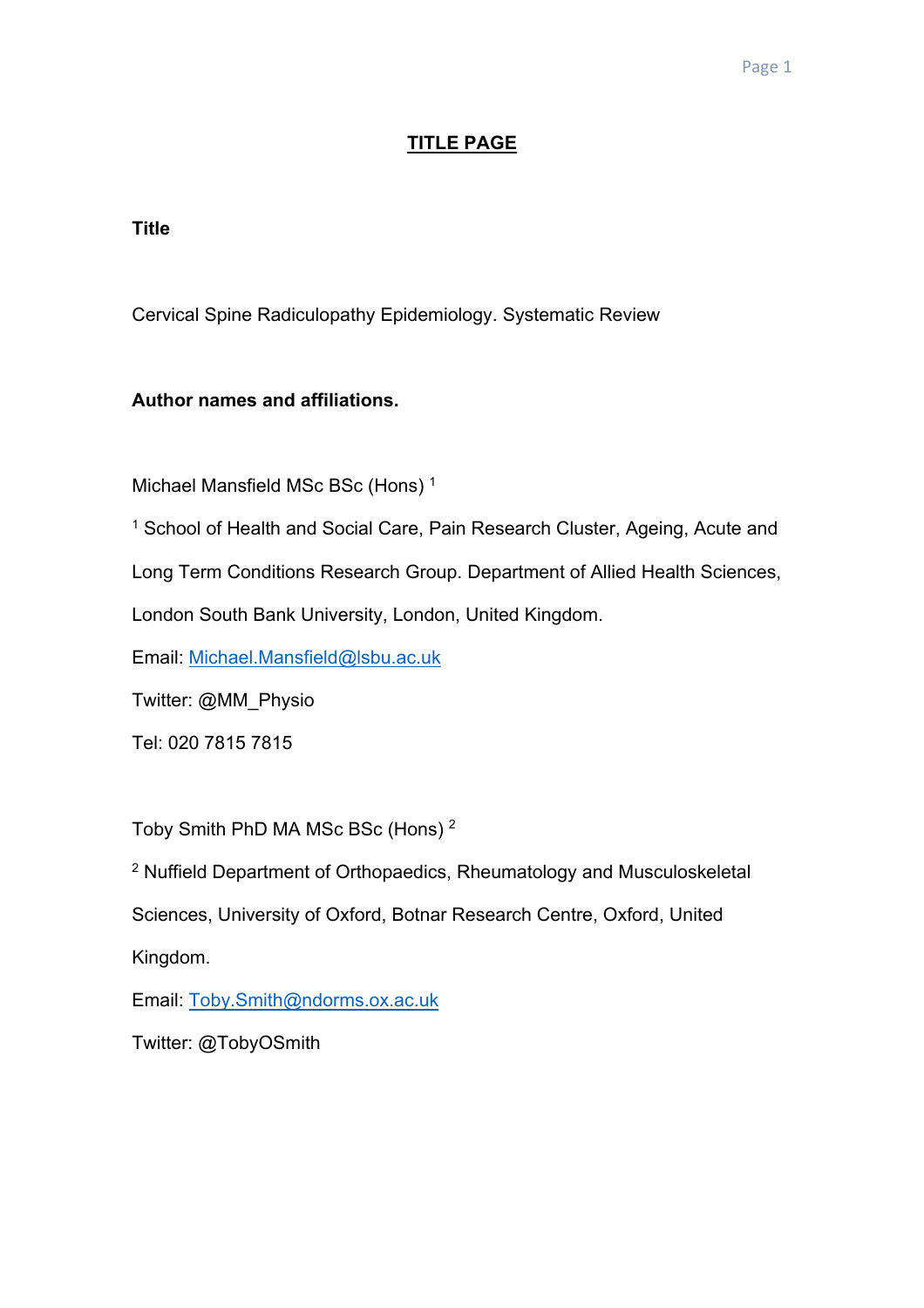# TITLE PAGE

**Title**

Cervical Spine Radiculopathy Epidemiology. Systematic Review

**Author names and affiliations.**

Michael Mansfield MSc BSc (Hons) [1]

[1] School of Health and Social Care, Pain Research Cluster, Ageing, Acute and Long Term Conditions Research Group. Department of Allied Health Sciences, London South Bank University, London, United Kingdom.

Email: Michael.Mansfield@lsbu.ac.uk

Twitter: @MM_Physio

Tel: 020 7815 7815

Toby Smith PhD MA MSc BSc (Hons) [2]

[2] Nuffield Department of Orthopaedics, Rheumatology and Musculoskeletal Sciences, University of Oxford, Botnar Research Centre, Oxford, United Kingdom.

Email: Toby.Smith@ndorms.ox.ac.uk

Twitter: @TobyOSmith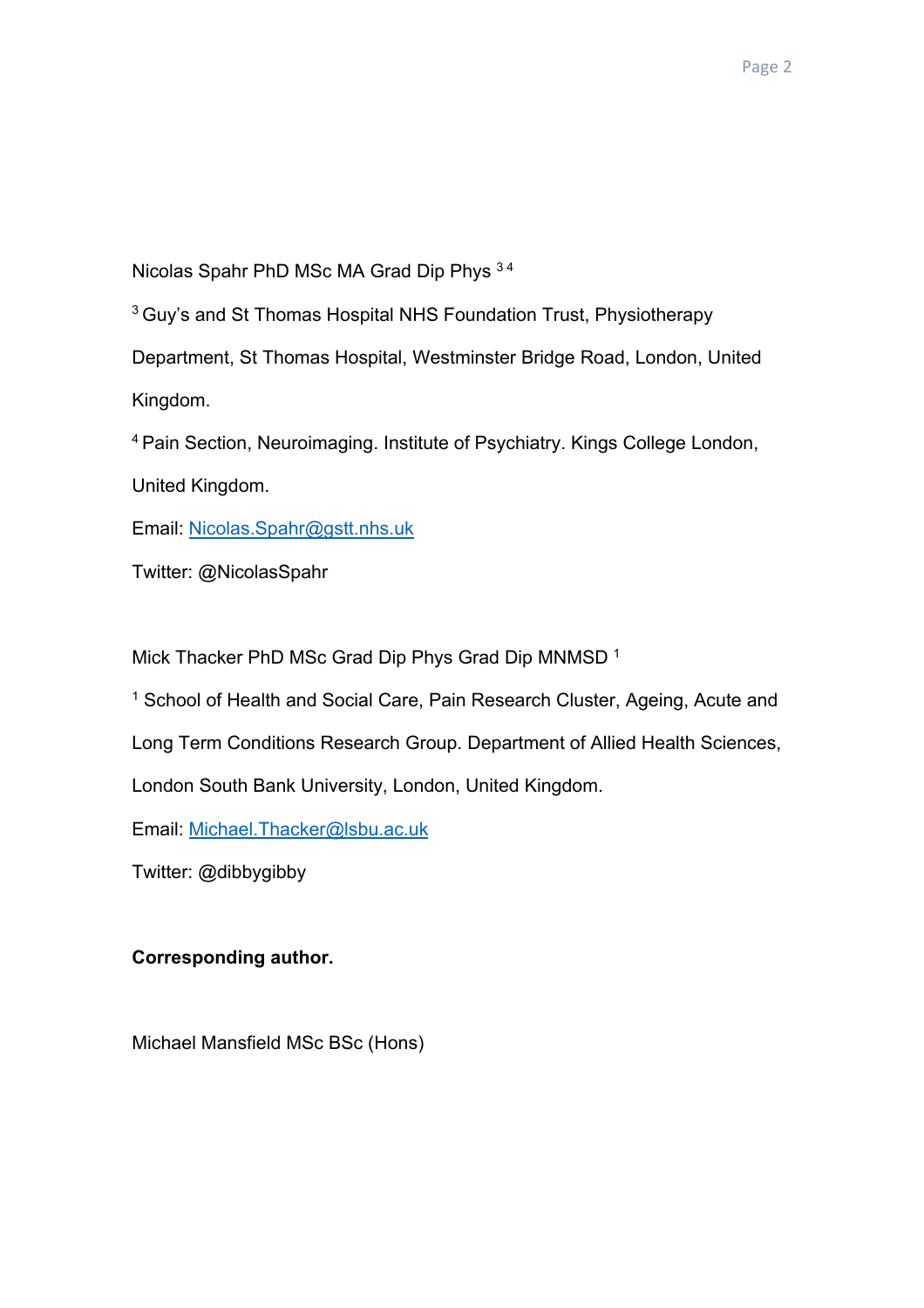Nicolas Spahr PhD MSc MA Grad Dip Phys [3,4]

[3] Guy's and St Thomas Hospital NHS Foundation Trust, Physiotherapy Department, St Thomas Hospital, Westminster Bridge Road, London, United Kingdom.

[4] Pain Section, Neuroimaging. Institute of Psychiatry. Kings College London, United Kingdom.

Email: Nicolas.Spahr@gstt.nhs.uk

Twitter: @NicolasSpahr

Mick Thacker PhD MSc Grad Dip Phys Grad Dip MNMSD [1]

[1] School of Health and Social Care, Pain Research Cluster, Ageing, Acute and Long Term Conditions Research Group. Department of Allied Health Sciences, London South Bank University, London, United Kingdom.

Email: Michael.Thacker@lsbu.ac.uk

Twitter: @dibbygibby

**Corresponding author.**

Michael Mansfield MSc BSc (Hons)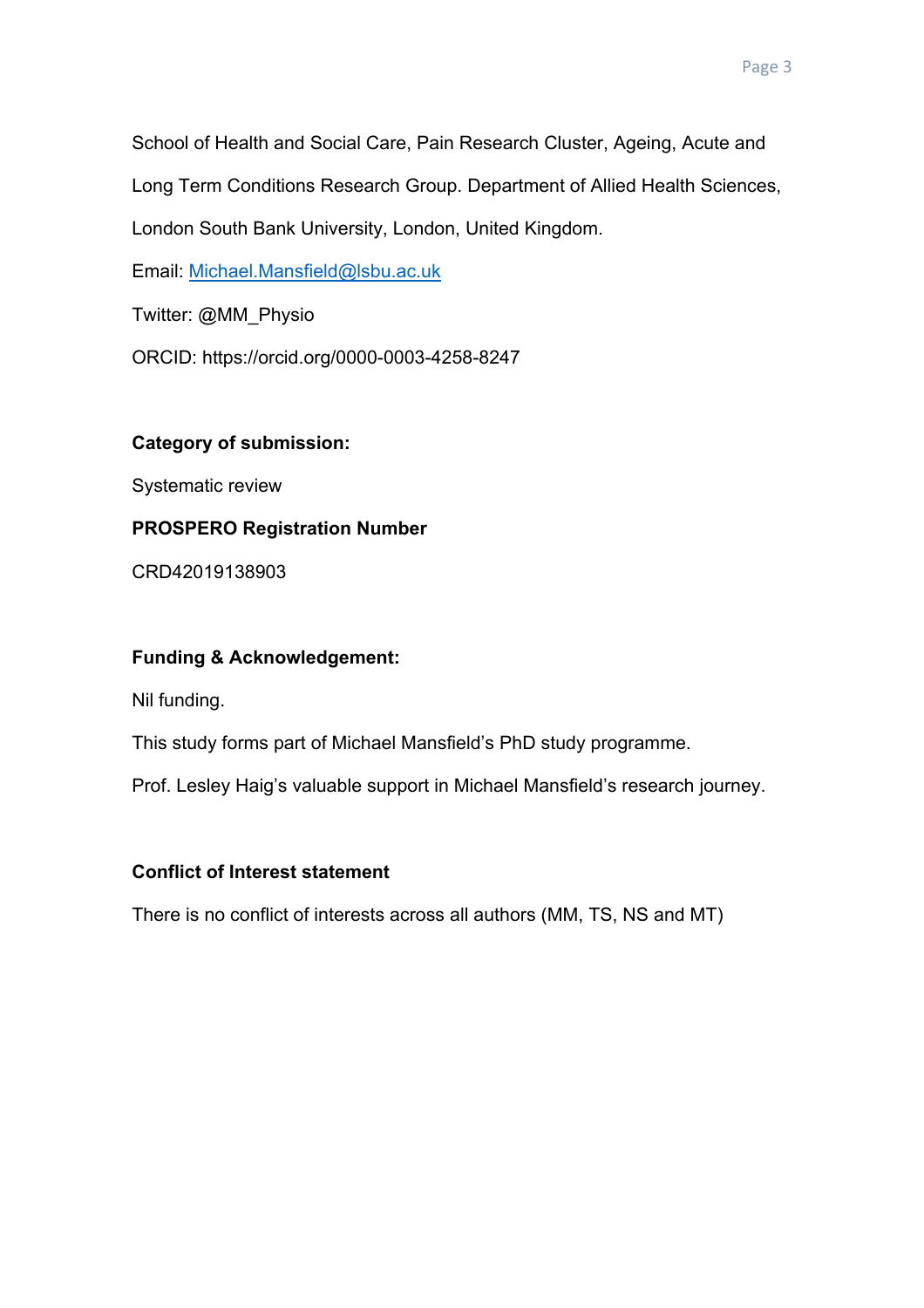School of Health and Social Care, Pain Research Cluster, Ageing, Acute and Long Term Conditions Research Group. Department of Allied Health Sciences, London South Bank University, London, United Kingdom.

Email: Michael.Mansfield@lsbu.ac.uk

Twitter: @MM_Physio

ORCID: https://orcid.org/0000-0003-4258-8247

**Category of submission:**

Systematic review

**PROSPERO Registration Number**

CRD42019138903

**Funding & Acknowledgement:**

Nil funding.

This study forms part of Michael Mansfield's PhD study programme.

Prof. Lesley Haig's valuable support in Michael Mansfield's research journey.

**Conflict of Interest statement**

There is no conflict of interests across all authors (MM, TS, NS and MT)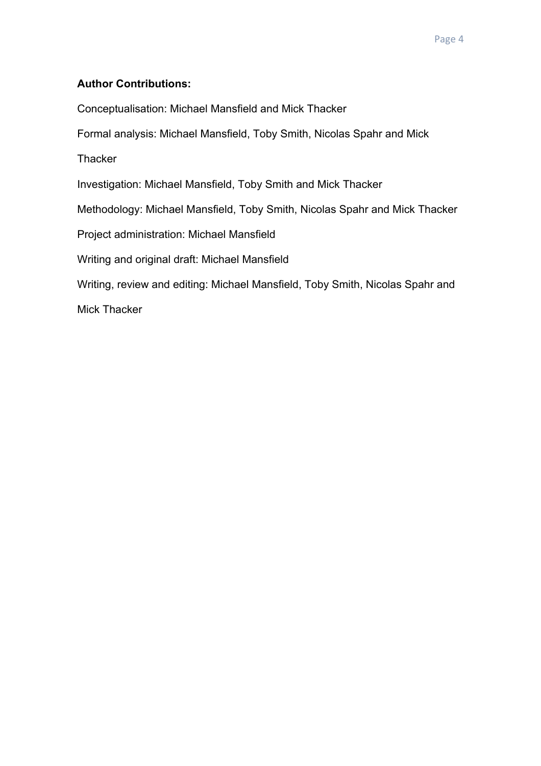**Author Contributions:**

Conceptualisation: Michael Mansfield and Mick Thacker

Formal analysis: Michael Mansfield, Toby Smith, Nicolas Spahr and Mick Thacker

Investigation: Michael Mansfield, Toby Smith and Mick Thacker

Methodology: Michael Mansfield, Toby Smith, Nicolas Spahr and Mick Thacker

Project administration: Michael Mansfield

Writing and original draft: Michael Mansfield

Writing, review and editing: Michael Mansfield, Toby Smith, Nicolas Spahr and Mick Thacker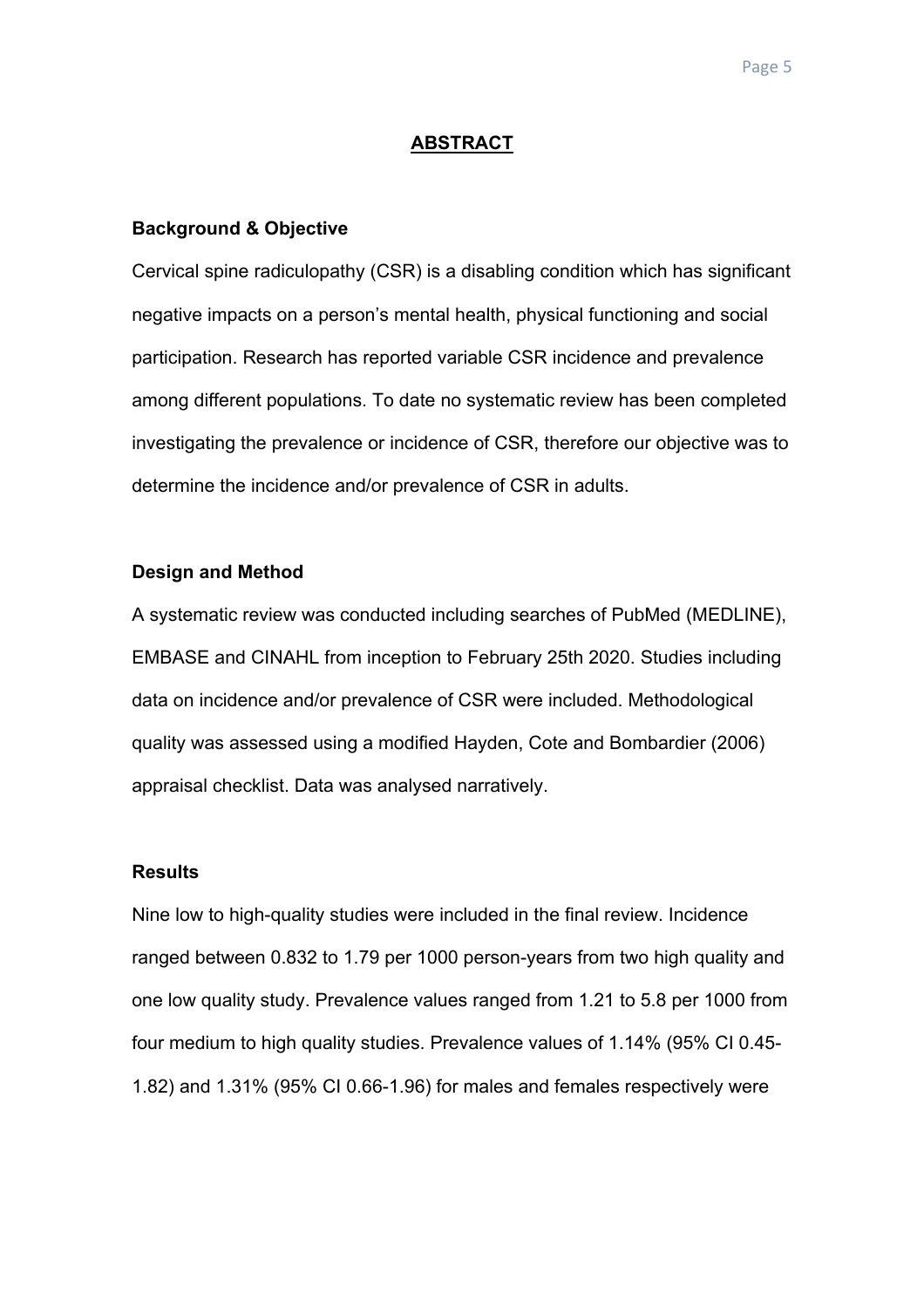## ABSTRACT

### Background & Objective

Cervical spine radiculopathy (CSR) is a disabling condition which has significant negative impacts on a person's mental health, physical functioning and social participation. Research has reported variable CSR incidence and prevalence among different populations. To date no systematic review has been completed investigating the prevalence or incidence of CSR, therefore our objective was to determine the incidence and/or prevalence of CSR in adults.

### Design and Method

A systematic review was conducted including searches of PubMed (MEDLINE), EMBASE and CINAHL from inception to February 25th 2020. Studies including data on incidence and/or prevalence of CSR were included. Methodological quality was assessed using a modified Hayden, Cote and Bombardier (2006) appraisal checklist. Data was analysed narratively.

### Results

Nine low to high-quality studies were included in the final review. Incidence ranged between 0.832 to 1.79 per 1000 person-years from two high quality and one low quality study. Prevalence values ranged from 1.21 to 5.8 per 1000 from four medium to high quality studies. Prevalence values of 1.14% (95% CI 0.45-1.82) and 1.31% (95% CI 0.66-1.96) for males and females respectively were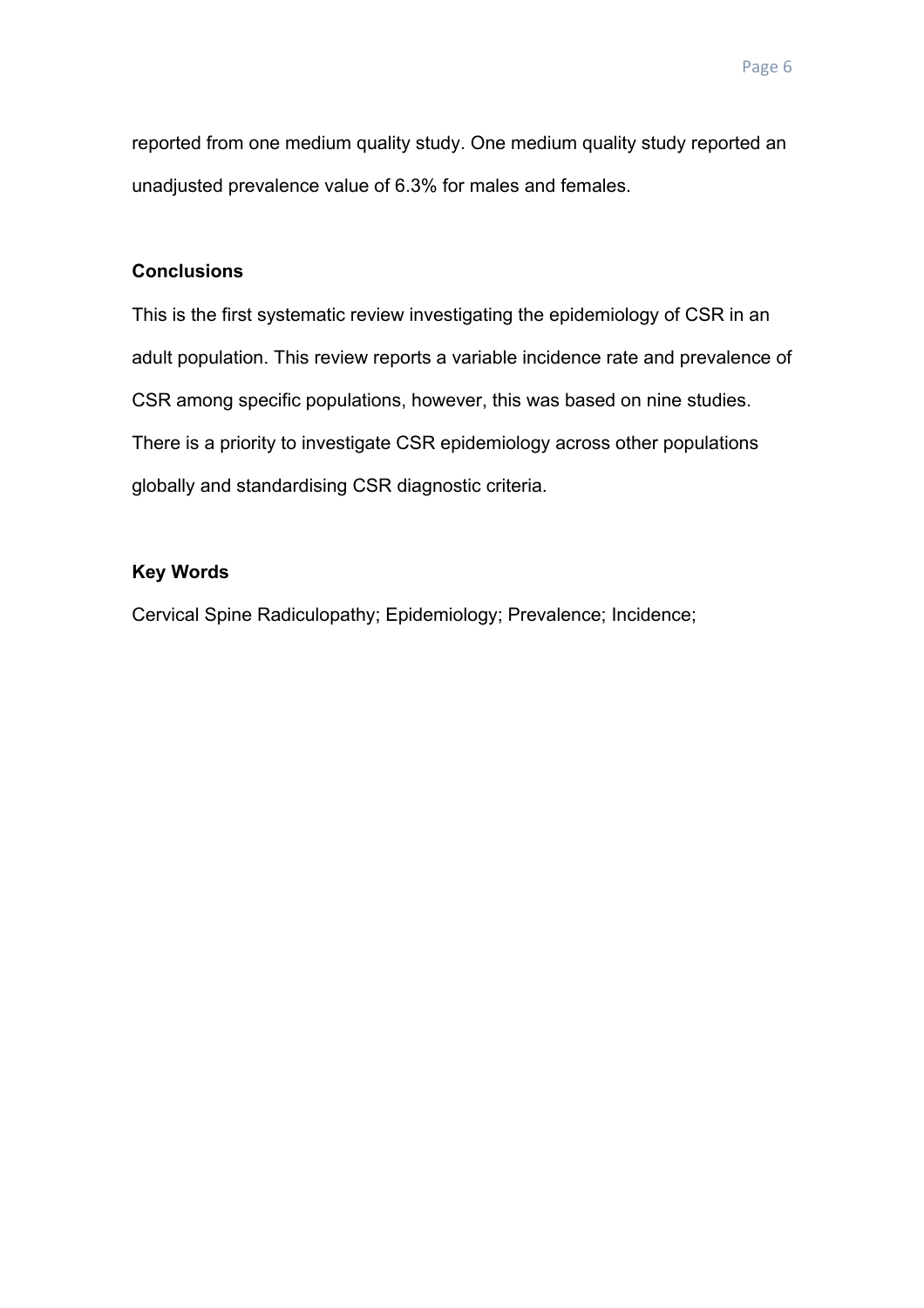reported from one medium quality study. One medium quality study reported an unadjusted prevalence value of 6.3% for males and females.

**Conclusions**

This is the first systematic review investigating the epidemiology of CSR in an adult population. This review reports a variable incidence rate and prevalence of CSR among specific populations, however, this was based on nine studies. There is a priority to investigate CSR epidemiology across other populations globally and standardising CSR diagnostic criteria.

**Key Words**

Cervical Spine Radiculopathy; Epidemiology; Prevalence; Incidence;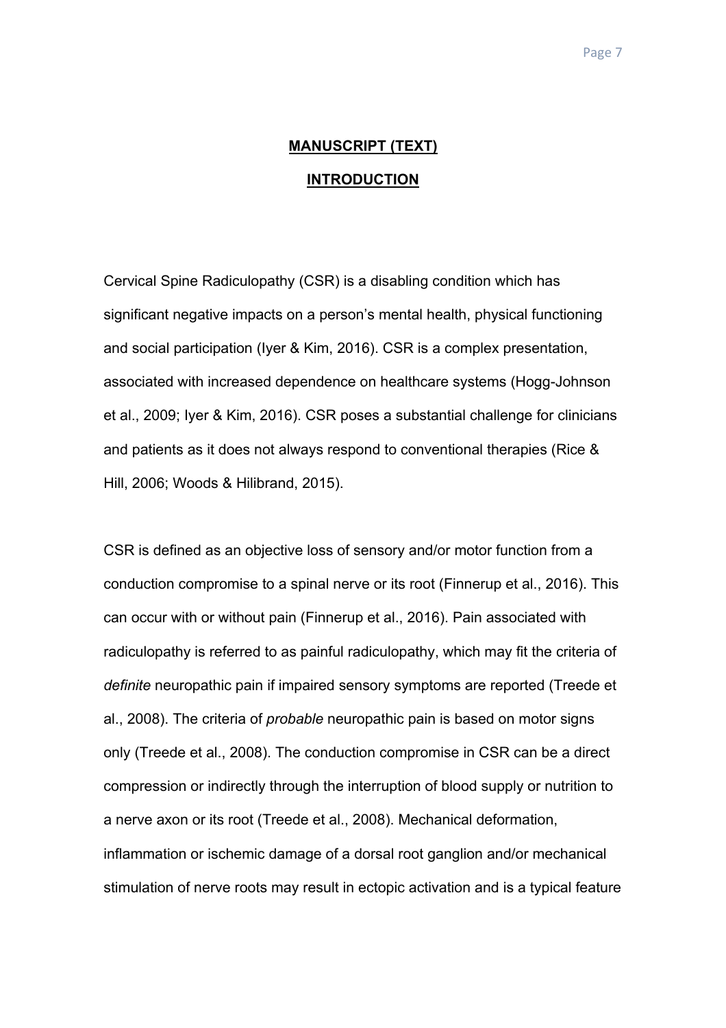## MANUSCRIPT (TEXT)

## INTRODUCTION

Cervical Spine Radiculopathy (CSR) is a disabling condition which has significant negative impacts on a person's mental health, physical functioning and social participation (Iyer & Kim, 2016). CSR is a complex presentation, associated with increased dependence on healthcare systems (Hogg-Johnson et al., 2009; Iyer & Kim, 2016). CSR poses a substantial challenge for clinicians and patients as it does not always respond to conventional therapies (Rice & Hill, 2006; Woods & Hilibrand, 2015).

CSR is defined as an objective loss of sensory and/or motor function from a conduction compromise to a spinal nerve or its root (Finnerup et al., 2016). This can occur with or without pain (Finnerup et al., 2016). Pain associated with radiculopathy is referred to as painful radiculopathy, which may fit the criteria of *definite* neuropathic pain if impaired sensory symptoms are reported (Treede et al., 2008). The criteria of *probable* neuropathic pain is based on motor signs only (Treede et al., 2008). The conduction compromise in CSR can be a direct compression or indirectly through the interruption of blood supply or nutrition to a nerve axon or its root (Treede et al., 2008). Mechanical deformation, inflammation or ischemic damage of a dorsal root ganglion and/or mechanical stimulation of nerve roots may result in ectopic activation and is a typical feature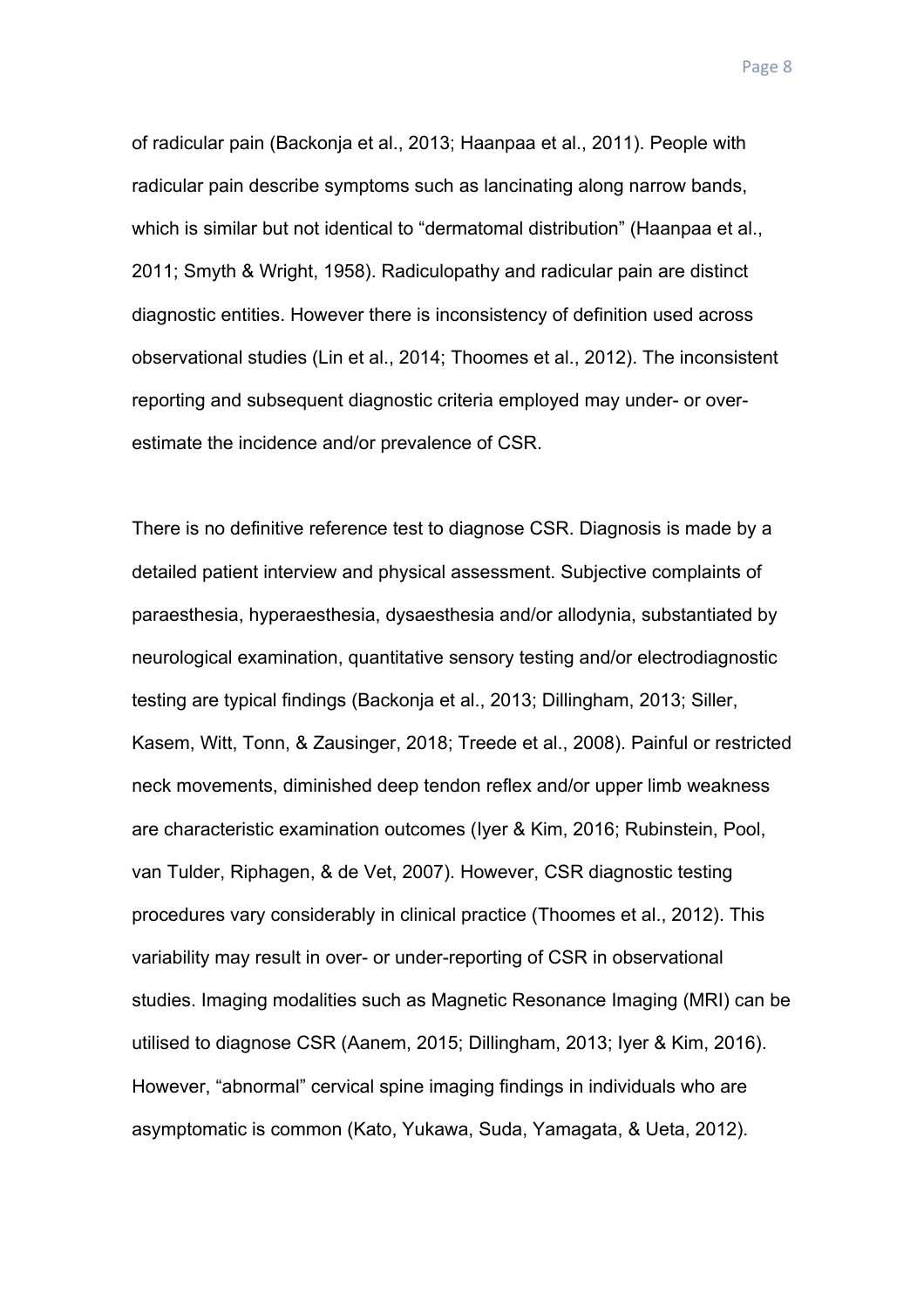of radicular pain (Backonja et al., 2013; Haanpaa et al., 2011). People with radicular pain describe symptoms such as lancinating along narrow bands, which is similar but not identical to "dermatomal distribution" (Haanpaa et al., 2011; Smyth & Wright, 1958). Radiculopathy and radicular pain are distinct diagnostic entities. However there is inconsistency of definition used across observational studies (Lin et al., 2014; Thoomes et al., 2012). The inconsistent reporting and subsequent diagnostic criteria employed may under- or over-estimate the incidence and/or prevalence of CSR.

There is no definitive reference test to diagnose CSR. Diagnosis is made by a detailed patient interview and physical assessment. Subjective complaints of paraesthesia, hyperaesthesia, dysaesthesia and/or allodynia, substantiated by neurological examination, quantitative sensory testing and/or electrodiagnostic testing are typical findings (Backonja et al., 2013; Dillingham, 2013; Siller, Kasem, Witt, Tonn, & Zausinger, 2018; Treede et al., 2008). Painful or restricted neck movements, diminished deep tendon reflex and/or upper limb weakness are characteristic examination outcomes (Iyer & Kim, 2016; Rubinstein, Pool, van Tulder, Riphagen, & de Vet, 2007). However, CSR diagnostic testing procedures vary considerably in clinical practice (Thoomes et al., 2012). This variability may result in over- or under-reporting of CSR in observational studies. Imaging modalities such as Magnetic Resonance Imaging (MRI) can be utilised to diagnose CSR (Aanem, 2015; Dillingham, 2013; Iyer & Kim, 2016). However, "abnormal" cervical spine imaging findings in individuals who are asymptomatic is common (Kato, Yukawa, Suda, Yamagata, & Ueta, 2012).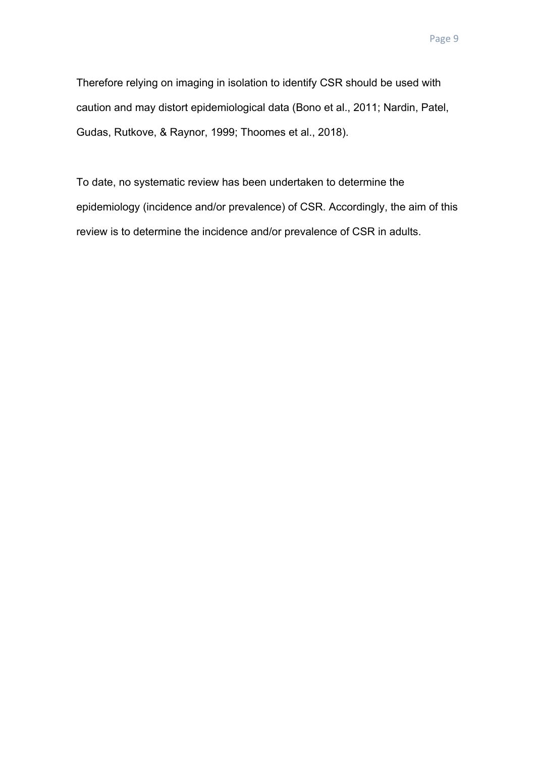Therefore relying on imaging in isolation to identify CSR should be used with caution and may distort epidemiological data (Bono et al., 2011; Nardin, Patel, Gudas, Rutkove, & Raynor, 1999; Thoomes et al., 2018).

To date, no systematic review has been undertaken to determine the epidemiology (incidence and/or prevalence) of CSR. Accordingly, the aim of this review is to determine the incidence and/or prevalence of CSR in adults.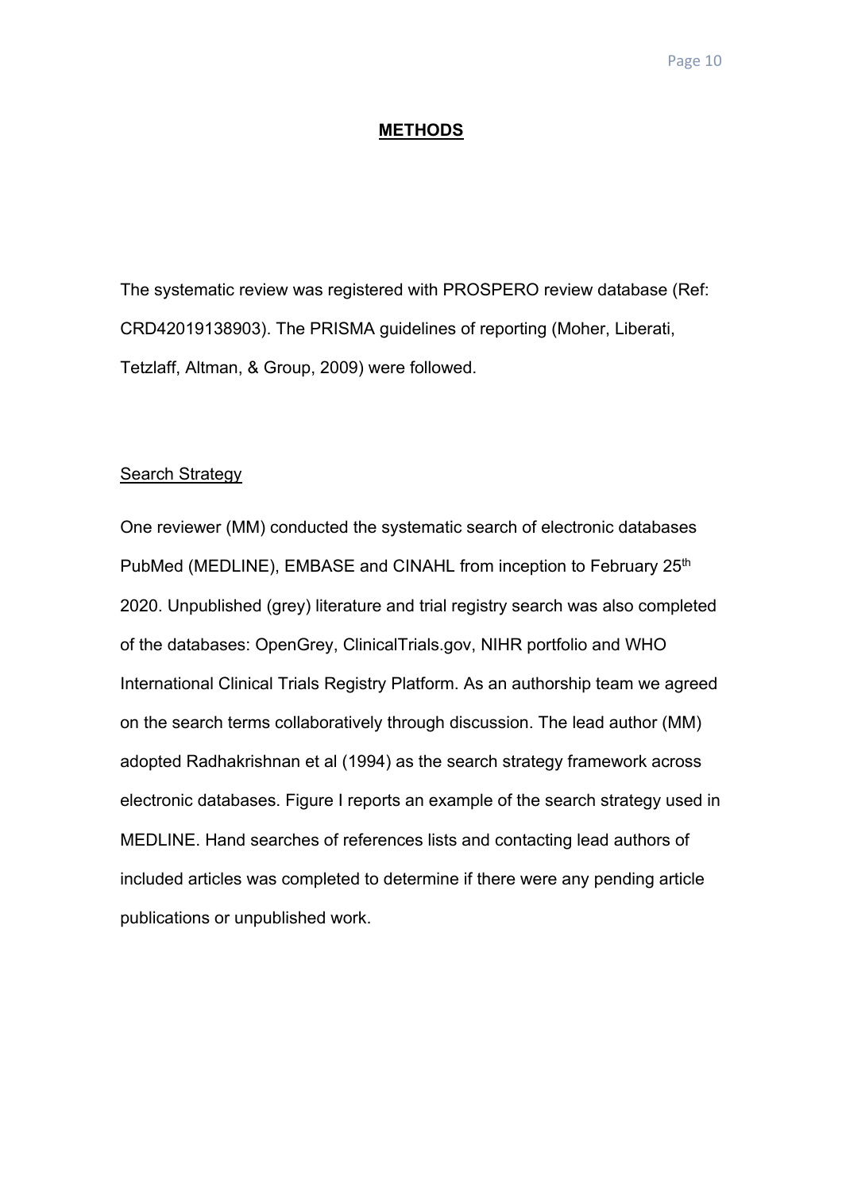# METHODS

The systematic review was registered with PROSPERO review database (Ref: CRD42019138903). The PRISMA guidelines of reporting (Moher, Liberati, Tetzlaff, Altman, & Group, 2009) were followed.

## Search Strategy

One reviewer (MM) conducted the systematic search of electronic databases PubMed (MEDLINE), EMBASE and CINAHL from inception to February 25th 2020. Unpublished (grey) literature and trial registry search was also completed of the databases: OpenGrey, ClinicalTrials.gov, NIHR portfolio and WHO International Clinical Trials Registry Platform. As an authorship team we agreed on the search terms collaboratively through discussion. The lead author (MM) adopted Radhakrishnan et al (1994) as the search strategy framework across electronic databases. Figure I reports an example of the search strategy used in MEDLINE. Hand searches of references lists and contacting lead authors of included articles was completed to determine if there were any pending article publications or unpublished work.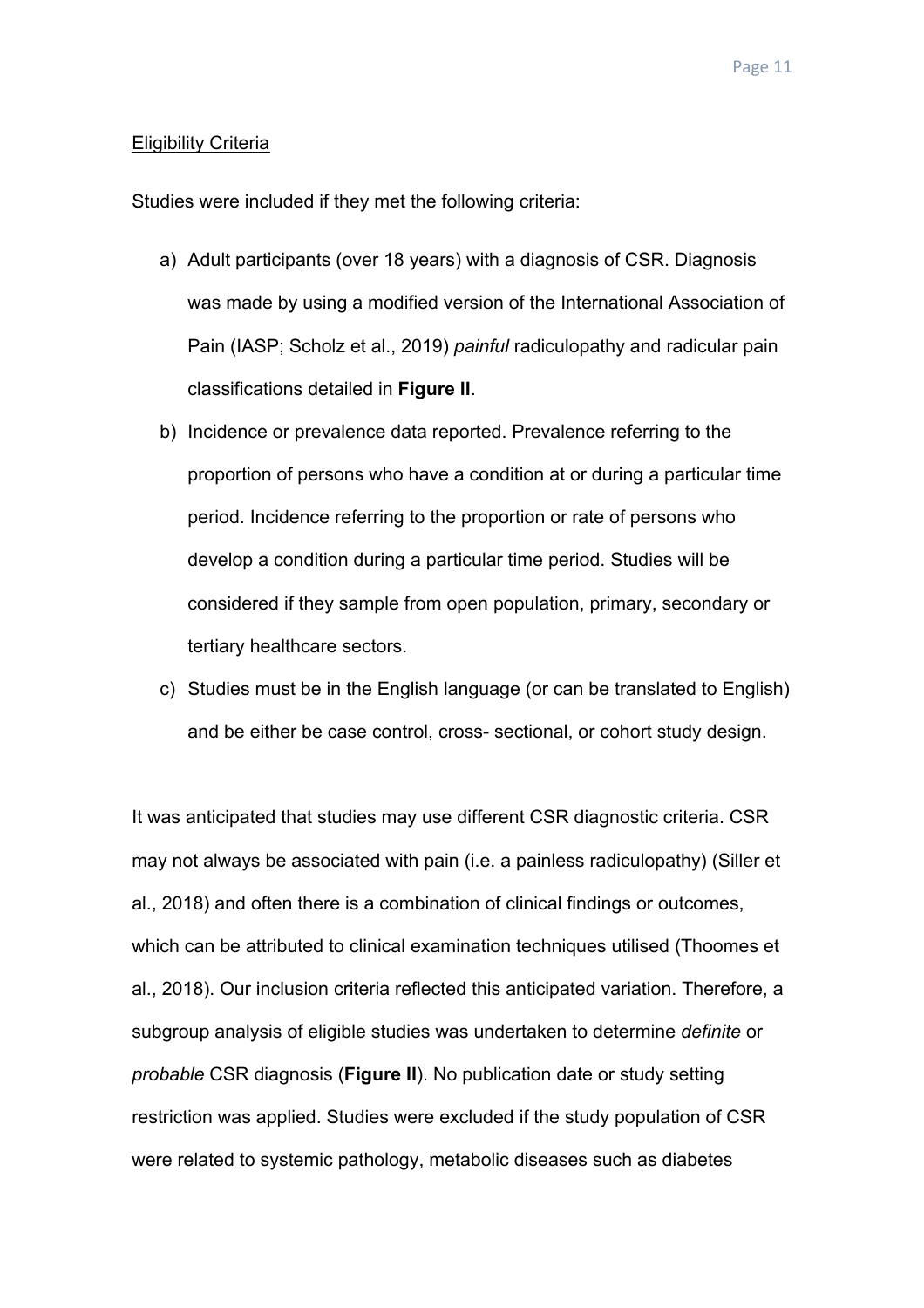<u>Eligibility Criteria</u>

Studies were included if they met the following criteria:

a) Adult participants (over 18 years) with a diagnosis of CSR. Diagnosis was made by using a modified version of the International Association of Pain (IASP; Scholz et al., 2019) *painful* radiculopathy and radicular pain classifications detailed in **Figure II**.
b) Incidence or prevalence data reported. Prevalence referring to the proportion of persons who have a condition at or during a particular time period. Incidence referring to the proportion or rate of persons who develop a condition during a particular time period. Studies will be considered if they sample from open population, primary, secondary or tertiary healthcare sectors.
c) Studies must be in the English language (or can be translated to English) and be either be case control, cross- sectional, or cohort study design.

It was anticipated that studies may use different CSR diagnostic criteria. CSR may not always be associated with pain (i.e. a painless radiculopathy) (Siller et al., 2018) and often there is a combination of clinical findings or outcomes, which can be attributed to clinical examination techniques utilised (Thoomes et al., 2018). Our inclusion criteria reflected this anticipated variation. Therefore, a subgroup analysis of eligible studies was undertaken to determine *definite* or *probable* CSR diagnosis (**Figure II**). No publication date or study setting restriction was applied. Studies were excluded if the study population of CSR were related to systemic pathology, metabolic diseases such as diabetes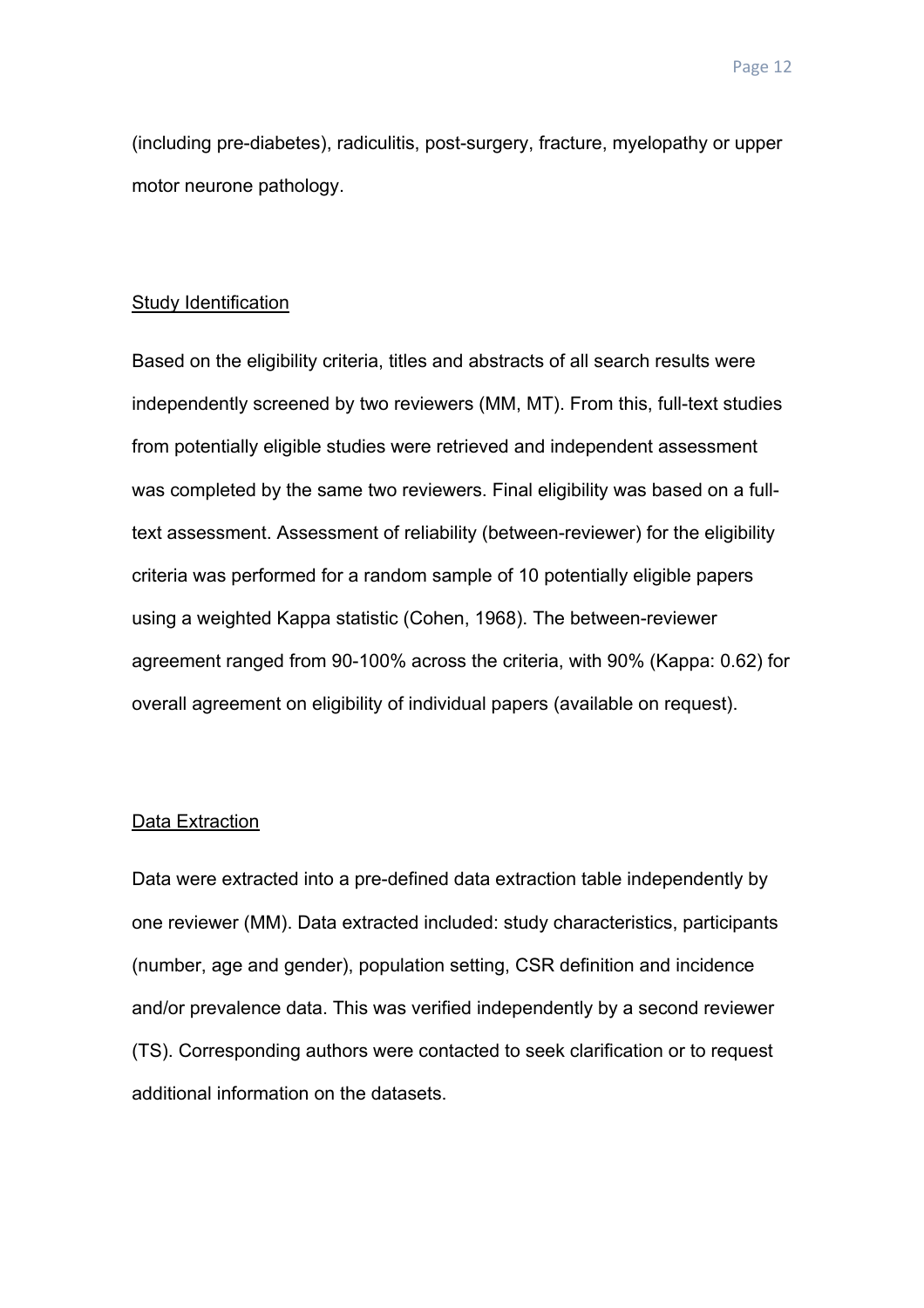(including pre-diabetes), radiculitis, post-surgery, fracture, myelopathy or upper motor neurone pathology.

## Study Identification

Based on the eligibility criteria, titles and abstracts of all search results were independently screened by two reviewers (MM, MT). From this, full-text studies from potentially eligible studies were retrieved and independent assessment was completed by the same two reviewers. Final eligibility was based on a full-text assessment. Assessment of reliability (between-reviewer) for the eligibility criteria was performed for a random sample of 10 potentially eligible papers using a weighted Kappa statistic (Cohen, 1968). The between-reviewer agreement ranged from 90-100% across the criteria, with 90% (Kappa: 0.62) for overall agreement on eligibility of individual papers (available on request).

## Data Extraction

Data were extracted into a pre-defined data extraction table independently by one reviewer (MM). Data extracted included: study characteristics, participants (number, age and gender), population setting, CSR definition and incidence and/or prevalence data. This was verified independently by a second reviewer (TS). Corresponding authors were contacted to seek clarification or to request additional information on the datasets.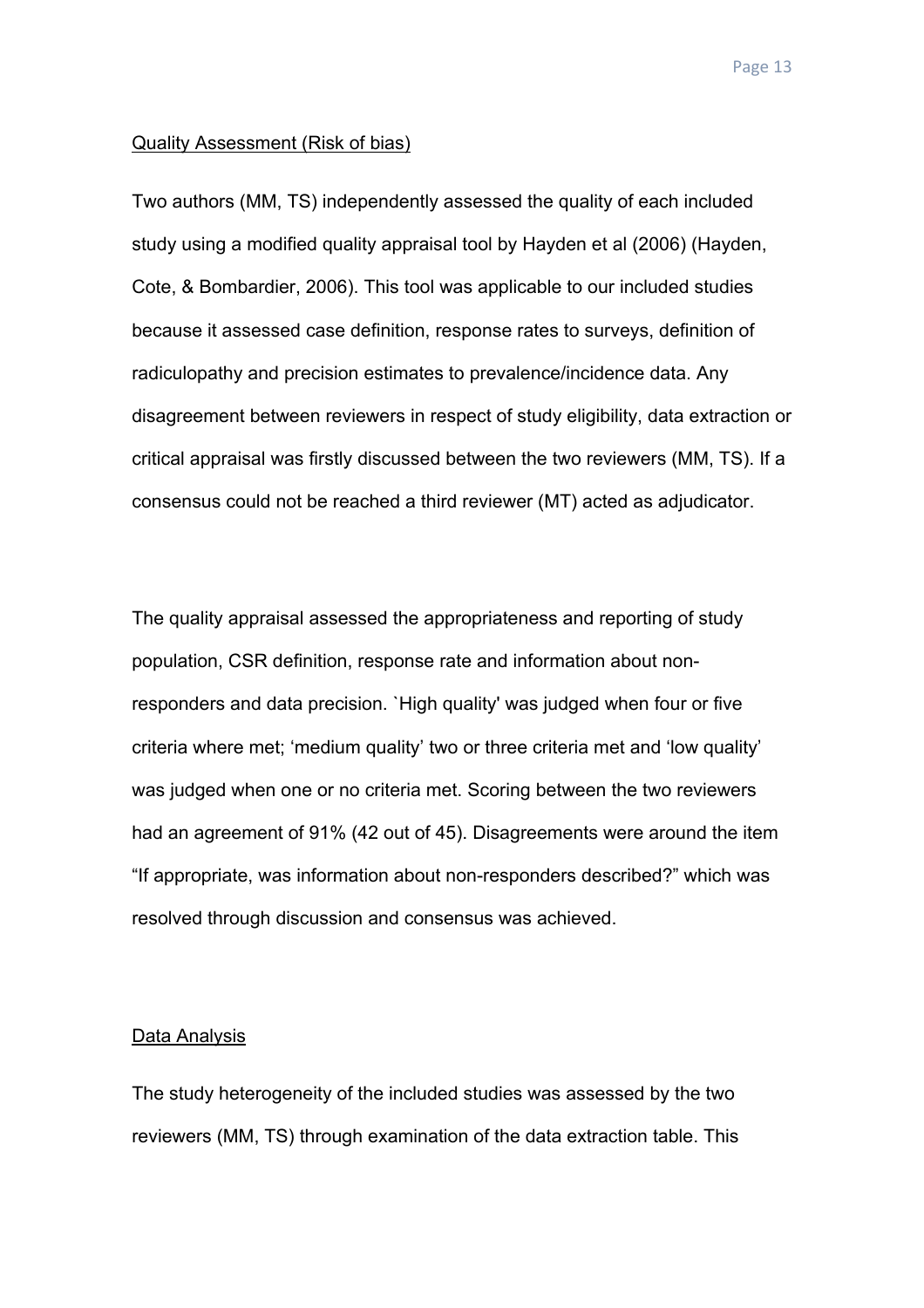## Quality Assessment (Risk of bias)

Two authors (MM, TS) independently assessed the quality of each included study using a modified quality appraisal tool by Hayden et al (2006) (Hayden, Cote, & Bombardier, 2006). This tool was applicable to our included studies because it assessed case definition, response rates to surveys, definition of radiculopathy and precision estimates to prevalence/incidence data. Any disagreement between reviewers in respect of study eligibility, data extraction or critical appraisal was firstly discussed between the two reviewers (MM, TS). If a consensus could not be reached a third reviewer (MT) acted as adjudicator.

The quality appraisal assessed the appropriateness and reporting of study population, CSR definition, response rate and information about non-responders and data precision. `High quality' was judged when four or five criteria where met; 'medium quality' two or three criteria met and 'low quality' was judged when one or no criteria met. Scoring between the two reviewers had an agreement of 91% (42 out of 45). Disagreements were around the item "If appropriate, was information about non-responders described?" which was resolved through discussion and consensus was achieved.

## Data Analysis

The study heterogeneity of the included studies was assessed by the two reviewers (MM, TS) through examination of the data extraction table. This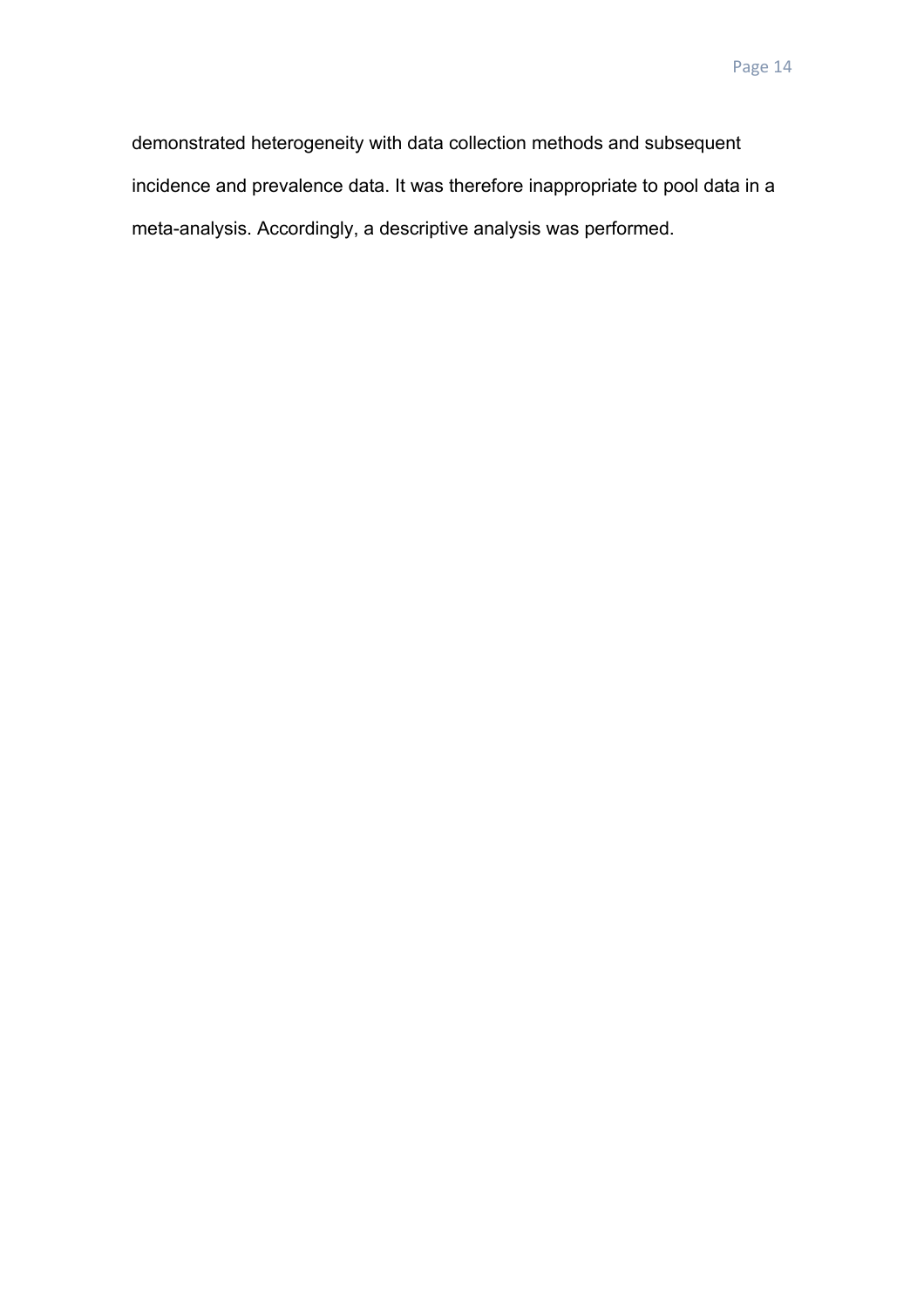demonstrated heterogeneity with data collection methods and subsequent incidence and prevalence data. It was therefore inappropriate to pool data in a meta-analysis. Accordingly, a descriptive analysis was performed.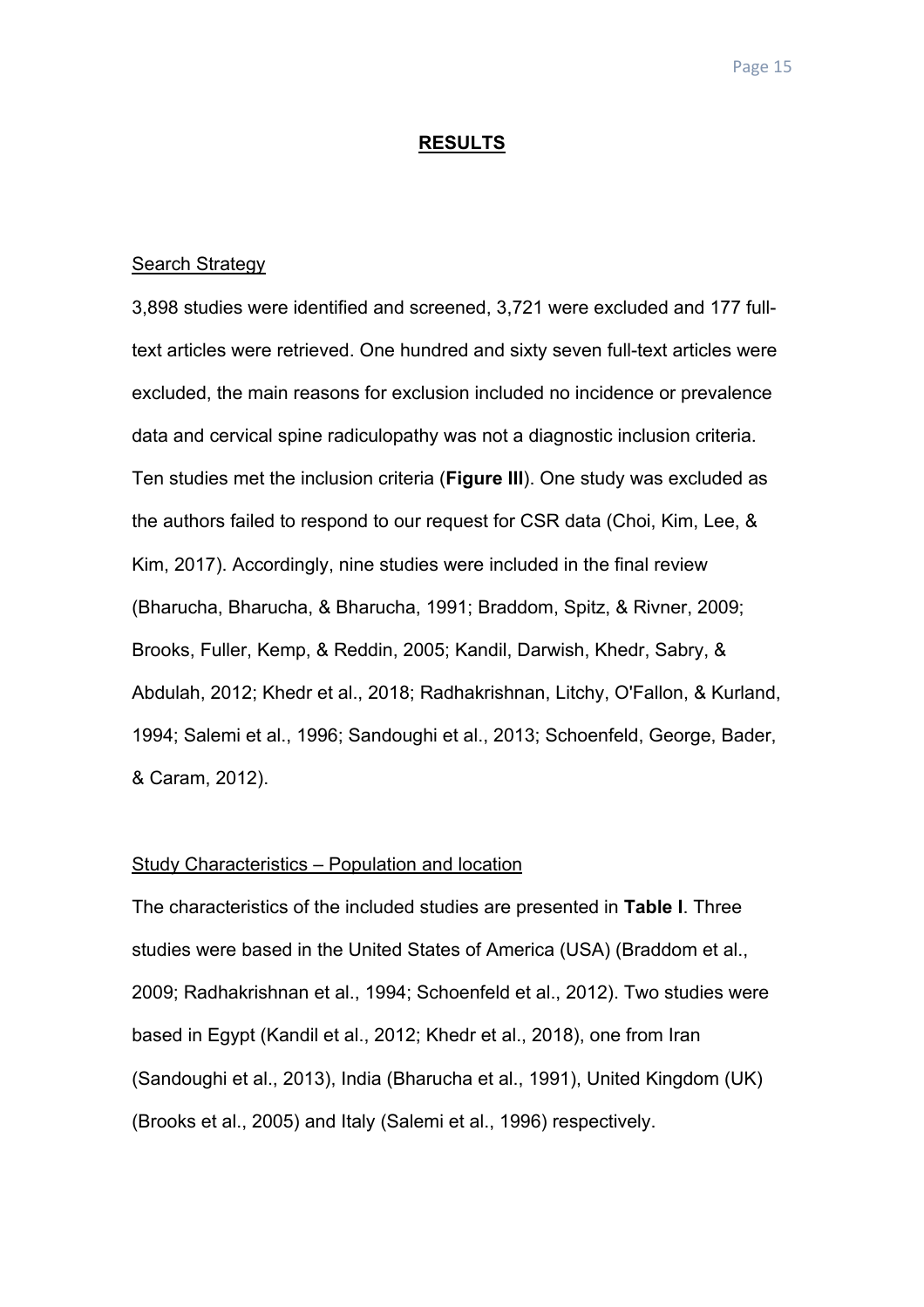## RESULTS

### Search Strategy

3,898 studies were identified and screened, 3,721 were excluded and 177 full-text articles were retrieved. One hundred and sixty seven full-text articles were excluded, the main reasons for exclusion included no incidence or prevalence data and cervical spine radiculopathy was not a diagnostic inclusion criteria. Ten studies met the inclusion criteria (**Figure III**). One study was excluded as the authors failed to respond to our request for CSR data (Choi, Kim, Lee, & Kim, 2017). Accordingly, nine studies were included in the final review (Bharucha, Bharucha, & Bharucha, 1991; Braddom, Spitz, & Rivner, 2009; Brooks, Fuller, Kemp, & Reddin, 2005; Kandil, Darwish, Khedr, Sabry, & Abdulah, 2012; Khedr et al., 2018; Radhakrishnan, Litchy, O'Fallon, & Kurland, 1994; Salemi et al., 1996; Sandoughi et al., 2013; Schoenfeld, George, Bader, & Caram, 2012).

### Study Characteristics – Population and location

The characteristics of the included studies are presented in **Table I**. Three studies were based in the United States of America (USA) (Braddom et al., 2009; Radhakrishnan et al., 1994; Schoenfeld et al., 2012). Two studies were based in Egypt (Kandil et al., 2012; Khedr et al., 2018), one from Iran (Sandoughi et al., 2013), India (Bharucha et al., 1991), United Kingdom (UK) (Brooks et al., 2005) and Italy (Salemi et al., 1996) respectively.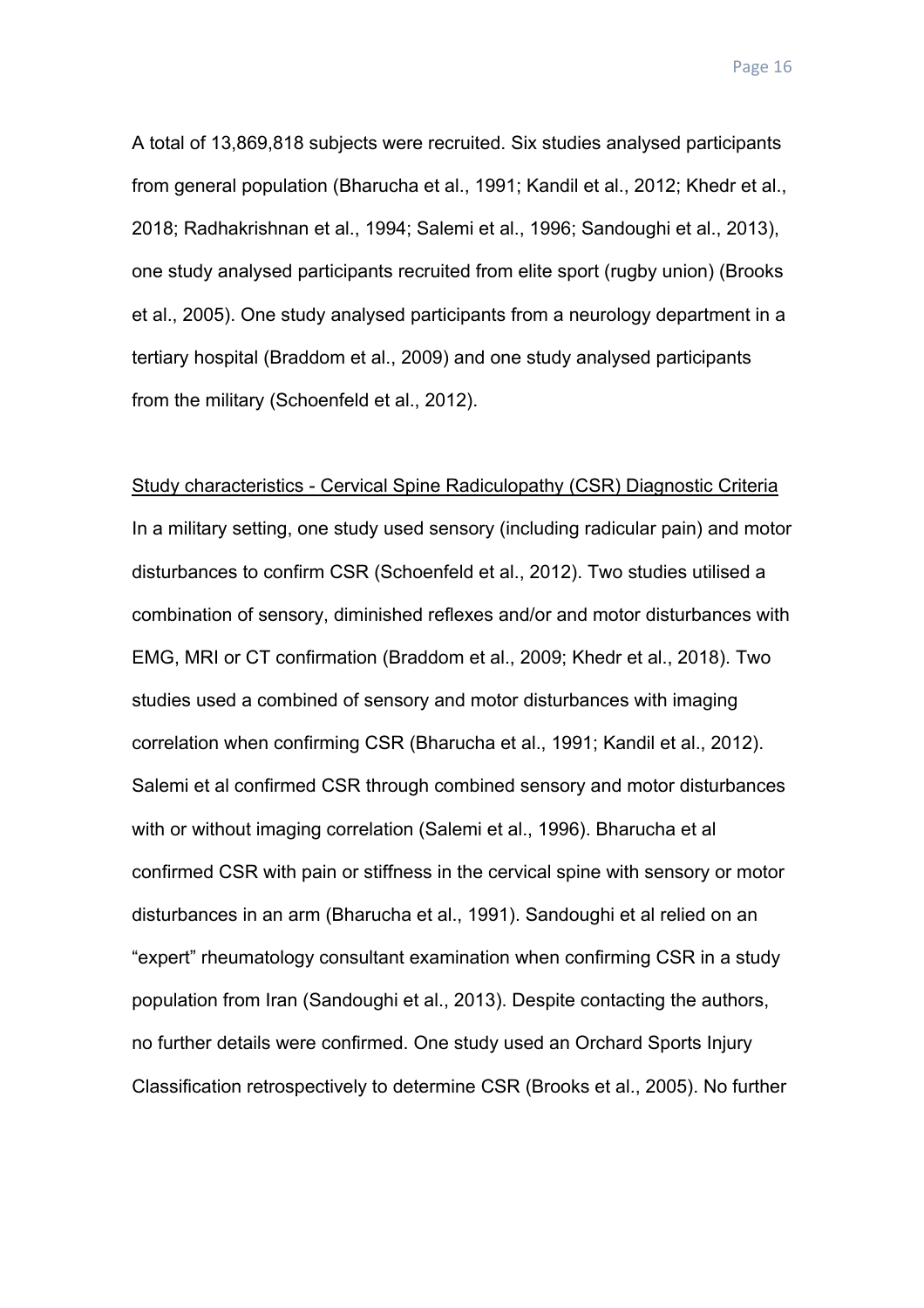A total of 13,869,818 subjects were recruited. Six studies analysed participants from general population (Bharucha et al., 1991; Kandil et al., 2012; Khedr et al., 2018; Radhakrishnan et al., 1994; Salemi et al., 1996; Sandoughi et al., 2013), one study analysed participants recruited from elite sport (rugby union) (Brooks et al., 2005). One study analysed participants from a neurology department in a tertiary hospital (Braddom et al., 2009) and one study analysed participants from the military (Schoenfeld et al., 2012).

<u>Study characteristics - Cervical Spine Radiculopathy (CSR) Diagnostic Criteria</u>

In a military setting, one study used sensory (including radicular pain) and motor disturbances to confirm CSR (Schoenfeld et al., 2012). Two studies utilised a combination of sensory, diminished reflexes and/or and motor disturbances with EMG, MRI or CT confirmation (Braddom et al., 2009; Khedr et al., 2018). Two studies used a combined of sensory and motor disturbances with imaging correlation when confirming CSR (Bharucha et al., 1991; Kandil et al., 2012). Salemi et al confirmed CSR through combined sensory and motor disturbances with or without imaging correlation (Salemi et al., 1996). Bharucha et al confirmed CSR with pain or stiffness in the cervical spine with sensory or motor disturbances in an arm (Bharucha et al., 1991). Sandoughi et al relied on an "expert" rheumatology consultant examination when confirming CSR in a study population from Iran (Sandoughi et al., 2013). Despite contacting the authors, no further details were confirmed. One study used an Orchard Sports Injury Classification retrospectively to determine CSR (Brooks et al., 2005). No further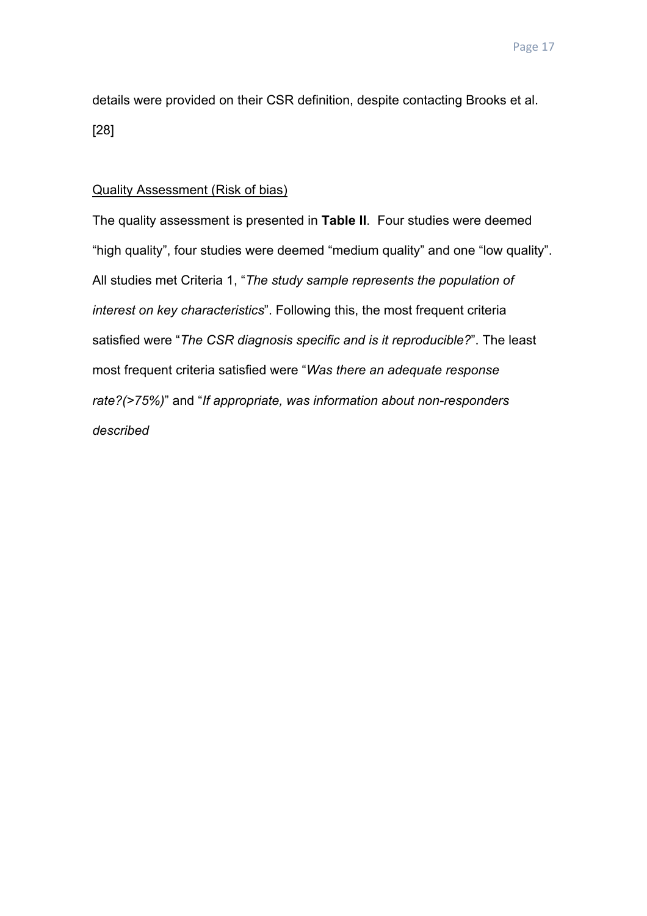details were provided on their CSR definition, despite contacting Brooks et al. [28]

<u>Quality Assessment (Risk of bias)</u>

The quality assessment is presented in **Table II**. Four studies were deemed "high quality", four studies were deemed "medium quality" and one "low quality". All studies met Criteria 1, "*The study sample represents the population of interest on key characteristics*". Following this, the most frequent criteria satisfied were "*The CSR diagnosis specific and is it reproducible?*". The least most frequent criteria satisfied were "*Was there an adequate response rate?(>75%)*" and "*If appropriate, was information about non-responders described*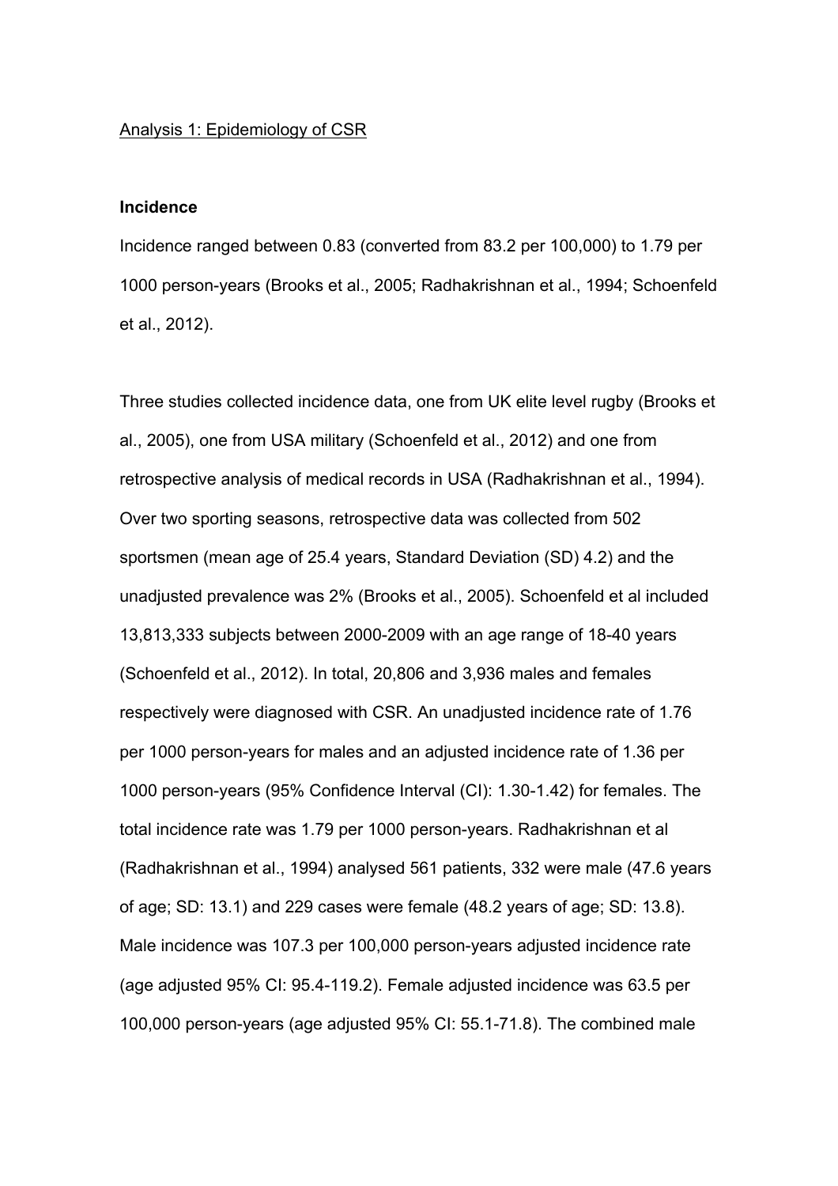Analysis 1: Epidemiology of CSR

**Incidence**

Incidence ranged between 0.83 (converted from 83.2 per 100,000) to 1.79 per 1000 person-years (Brooks et al., 2005; Radhakrishnan et al., 1994; Schoenfeld et al., 2012).

Three studies collected incidence data, one from UK elite level rugby (Brooks et al., 2005), one from USA military (Schoenfeld et al., 2012) and one from retrospective analysis of medical records in USA (Radhakrishnan et al., 1994). Over two sporting seasons, retrospective data was collected from 502 sportsmen (mean age of 25.4 years, Standard Deviation (SD) 4.2) and the unadjusted prevalence was 2% (Brooks et al., 2005). Schoenfeld et al included 13,813,333 subjects between 2000-2009 with an age range of 18-40 years (Schoenfeld et al., 2012). In total, 20,806 and 3,936 males and females respectively were diagnosed with CSR. An unadjusted incidence rate of 1.76 per 1000 person-years for males and an adjusted incidence rate of 1.36 per 1000 person-years (95% Confidence Interval (CI): 1.30-1.42) for females. The total incidence rate was 1.79 per 1000 person-years. Radhakrishnan et al (Radhakrishnan et al., 1994) analysed 561 patients, 332 were male (47.6 years of age; SD: 13.1) and 229 cases were female (48.2 years of age; SD: 13.8). Male incidence was 107.3 per 100,000 person-years adjusted incidence rate (age adjusted 95% CI: 95.4-119.2). Female adjusted incidence was 63.5 per 100,000 person-years (age adjusted 95% CI: 55.1-71.8). The combined male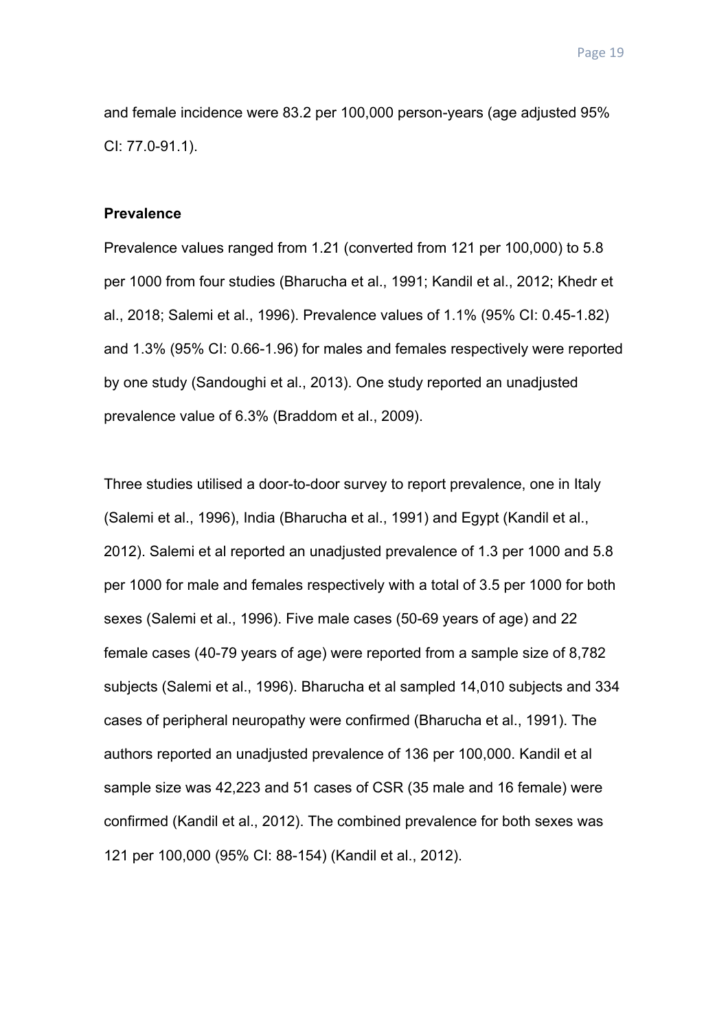and female incidence were 83.2 per 100,000 person-years (age adjusted 95% CI: 77.0-91.1).

### Prevalence

Prevalence values ranged from 1.21 (converted from 121 per 100,000) to 5.8 per 1000 from four studies (Bharucha et al., 1991; Kandil et al., 2012; Khedr et al., 2018; Salemi et al., 1996). Prevalence values of 1.1% (95% CI: 0.45-1.82) and 1.3% (95% CI: 0.66-1.96) for males and females respectively were reported by one study (Sandoughi et al., 2013). One study reported an unadjusted prevalence value of 6.3% (Braddom et al., 2009).

Three studies utilised a door-to-door survey to report prevalence, one in Italy (Salemi et al., 1996), India (Bharucha et al., 1991) and Egypt (Kandil et al., 2012). Salemi et al reported an unadjusted prevalence of 1.3 per 1000 and 5.8 per 1000 for male and females respectively with a total of 3.5 per 1000 for both sexes (Salemi et al., 1996). Five male cases (50-69 years of age) and 22 female cases (40-79 years of age) were reported from a sample size of 8,782 subjects (Salemi et al., 1996). Bharucha et al sampled 14,010 subjects and 334 cases of peripheral neuropathy were confirmed (Bharucha et al., 1991). The authors reported an unadjusted prevalence of 136 per 100,000. Kandil et al sample size was 42,223 and 51 cases of CSR (35 male and 16 female) were confirmed (Kandil et al., 2012). The combined prevalence for both sexes was 121 per 100,000 (95% CI: 88-154) (Kandil et al., 2012).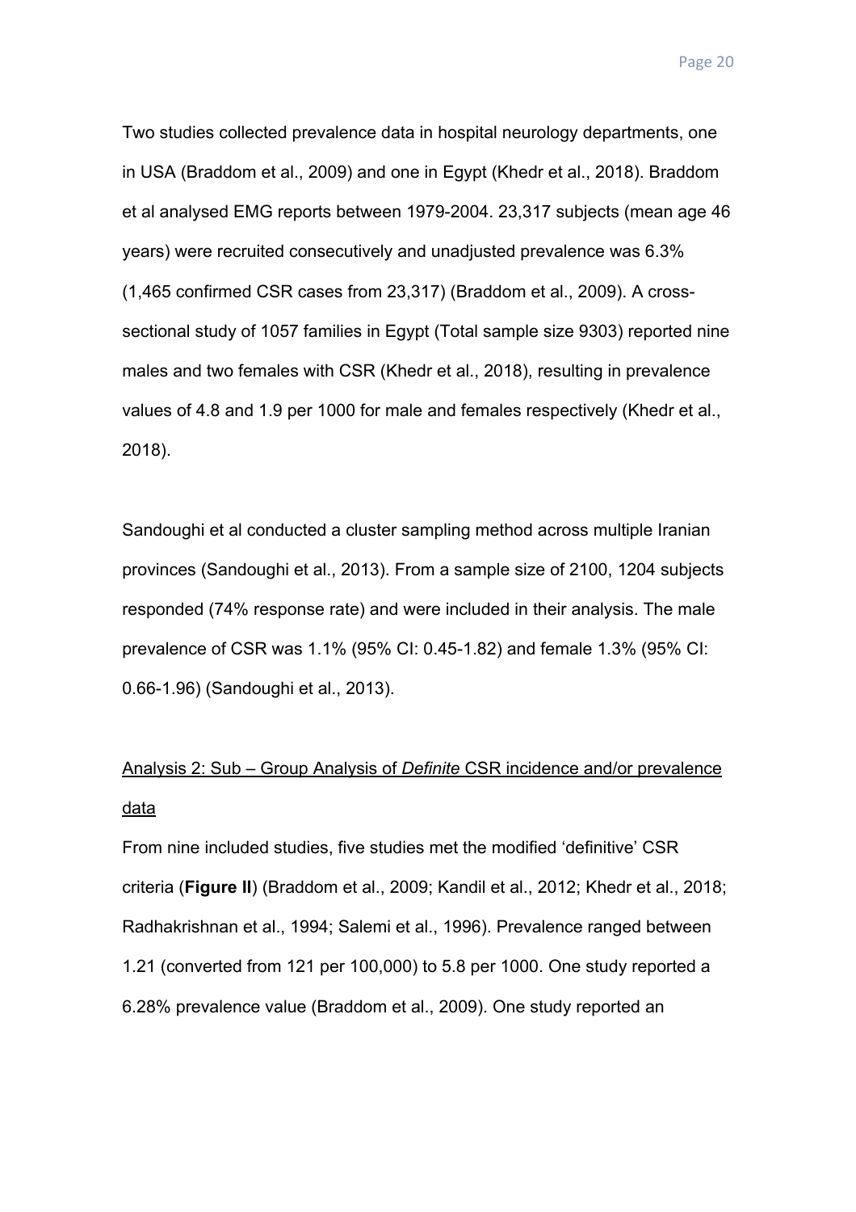Two studies collected prevalence data in hospital neurology departments, one in USA (Braddom et al., 2009) and one in Egypt (Khedr et al., 2018). Braddom et al analysed EMG reports between 1979-2004. 23,317 subjects (mean age 46 years) were recruited consecutively and unadjusted prevalence was 6.3% (1,465 confirmed CSR cases from 23,317) (Braddom et al., 2009). A cross-sectional study of 1057 families in Egypt (Total sample size 9303) reported nine males and two females with CSR (Khedr et al., 2018), resulting in prevalence values of 4.8 and 1.9 per 1000 for male and females respectively (Khedr et al., 2018).

Sandoughi et al conducted a cluster sampling method across multiple Iranian provinces (Sandoughi et al., 2013). From a sample size of 2100, 1204 subjects responded (74% response rate) and were included in their analysis. The male prevalence of CSR was 1.1% (95% CI: 0.45-1.82) and female 1.3% (95% CI: 0.66-1.96) (Sandoughi et al., 2013).

<u>Analysis 2: Sub – Group Analysis of *Definite* CSR incidence and/or prevalence data</u>

From nine included studies, five studies met the modified 'definitive' CSR criteria (**Figure II**) (Braddom et al., 2009; Kandil et al., 2012; Khedr et al., 2018; Radhakrishnan et al., 1994; Salemi et al., 1996). Prevalence ranged between 1.21 (converted from 121 per 100,000) to 5.8 per 1000. One study reported a 6.28% prevalence value (Braddom et al., 2009). One study reported an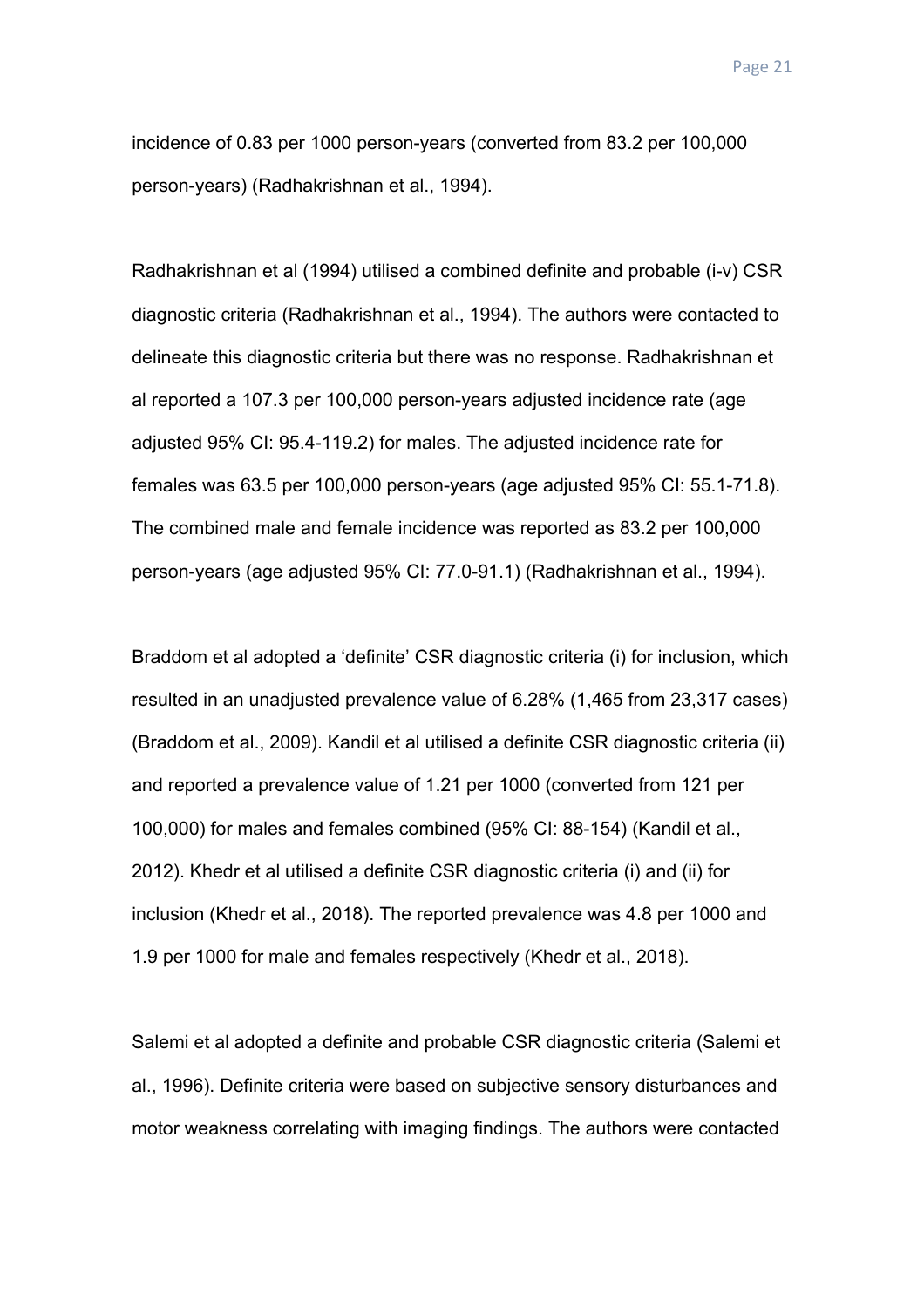incidence of 0.83 per 1000 person-years (converted from 83.2 per 100,000 person-years) (Radhakrishnan et al., 1994).

Radhakrishnan et al (1994) utilised a combined definite and probable (i-v) CSR diagnostic criteria (Radhakrishnan et al., 1994). The authors were contacted to delineate this diagnostic criteria but there was no response. Radhakrishnan et al reported a 107.3 per 100,000 person-years adjusted incidence rate (age adjusted 95% CI: 95.4-119.2) for males. The adjusted incidence rate for females was 63.5 per 100,000 person-years (age adjusted 95% CI: 55.1-71.8). The combined male and female incidence was reported as 83.2 per 100,000 person-years (age adjusted 95% CI: 77.0-91.1) (Radhakrishnan et al., 1994).

Braddom et al adopted a 'definite' CSR diagnostic criteria (i) for inclusion, which resulted in an unadjusted prevalence value of 6.28% (1,465 from 23,317 cases) (Braddom et al., 2009). Kandil et al utilised a definite CSR diagnostic criteria (ii) and reported a prevalence value of 1.21 per 1000 (converted from 121 per 100,000) for males and females combined (95% CI: 88-154) (Kandil et al., 2012). Khedr et al utilised a definite CSR diagnostic criteria (i) and (ii) for inclusion (Khedr et al., 2018). The reported prevalence was 4.8 per 1000 and 1.9 per 1000 for male and females respectively (Khedr et al., 2018).

Salemi et al adopted a definite and probable CSR diagnostic criteria (Salemi et al., 1996). Definite criteria were based on subjective sensory disturbances and motor weakness correlating with imaging findings. The authors were contacted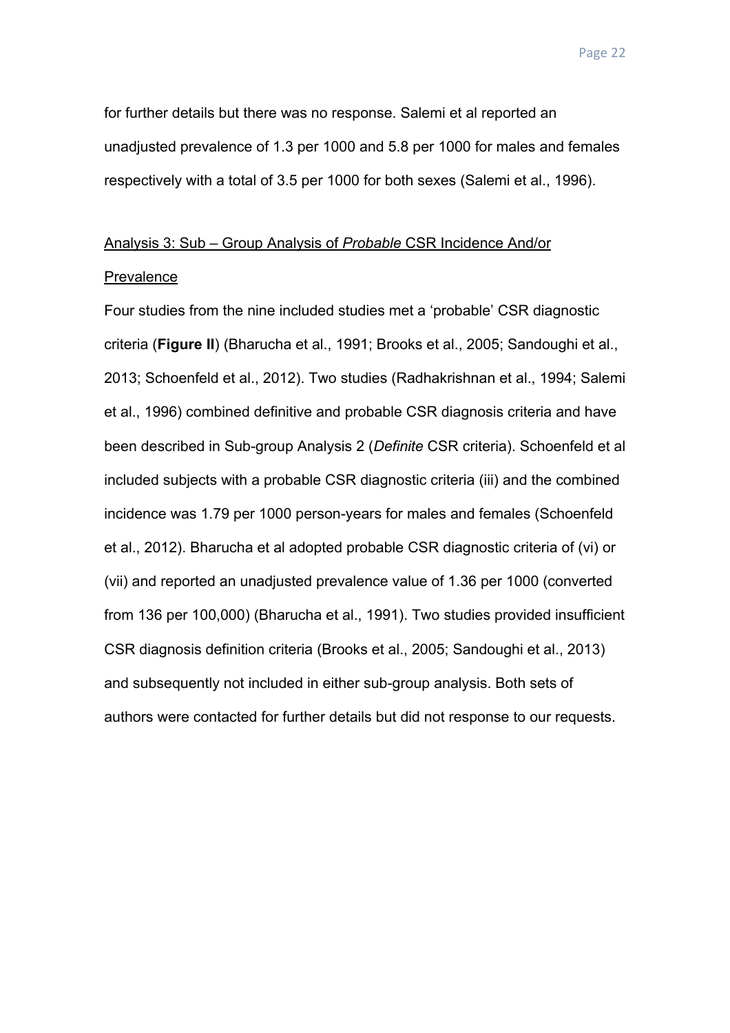for further details but there was no response. Salemi et al reported an unadjusted prevalence of 1.3 per 1000 and 5.8 per 1000 for males and females respectively with a total of 3.5 per 1000 for both sexes (Salemi et al., 1996).

Analysis 3: Sub – Group Analysis of *Probable* CSR Incidence And/or Prevalence

Four studies from the nine included studies met a 'probable' CSR diagnostic criteria (**Figure II**) (Bharucha et al., 1991; Brooks et al., 2005; Sandoughi et al., 2013; Schoenfeld et al., 2012). Two studies (Radhakrishnan et al., 1994; Salemi et al., 1996) combined definitive and probable CSR diagnosis criteria and have been described in Sub-group Analysis 2 (*Definite* CSR criteria). Schoenfeld et al included subjects with a probable CSR diagnostic criteria (iii) and the combined incidence was 1.79 per 1000 person-years for males and females (Schoenfeld et al., 2012). Bharucha et al adopted probable CSR diagnostic criteria of (vi) or (vii) and reported an unadjusted prevalence value of 1.36 per 1000 (converted from 136 per 100,000) (Bharucha et al., 1991). Two studies provided insufficient CSR diagnosis definition criteria (Brooks et al., 2005; Sandoughi et al., 2013) and subsequently not included in either sub-group analysis. Both sets of authors were contacted for further details but did not response to our requests.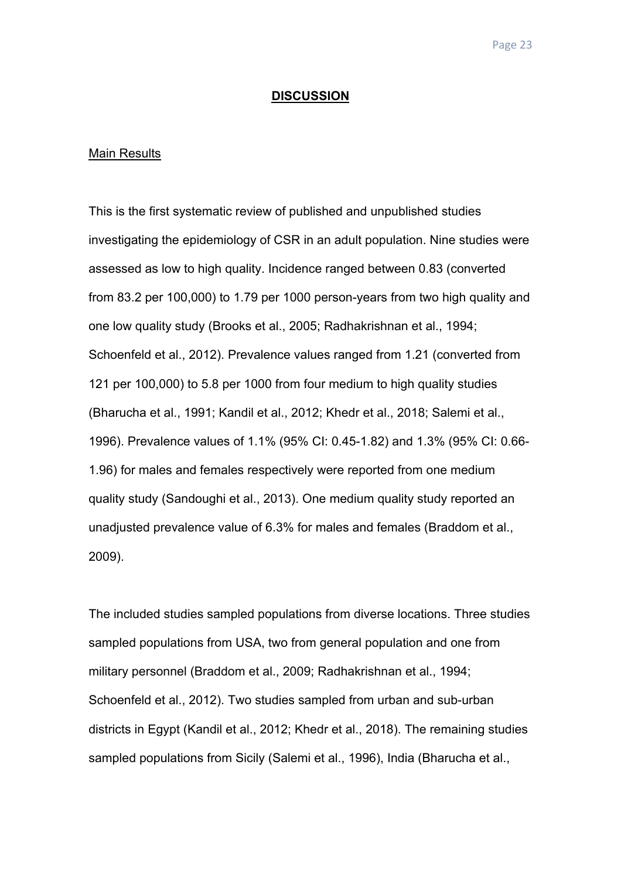## DISCUSSION

### Main Results

This is the first systematic review of published and unpublished studies investigating the epidemiology of CSR in an adult population. Nine studies were assessed as low to high quality. Incidence ranged between 0.83 (converted from 83.2 per 100,000) to 1.79 per 1000 person-years from two high quality and one low quality study (Brooks et al., 2005; Radhakrishnan et al., 1994; Schoenfeld et al., 2012). Prevalence values ranged from 1.21 (converted from 121 per 100,000) to 5.8 per 1000 from four medium to high quality studies (Bharucha et al., 1991; Kandil et al., 2012; Khedr et al., 2018; Salemi et al., 1996). Prevalence values of 1.1% (95% CI: 0.45-1.82) and 1.3% (95% CI: 0.66-1.96) for males and females respectively were reported from one medium quality study (Sandoughi et al., 2013). One medium quality study reported an unadjusted prevalence value of 6.3% for males and females (Braddom et al., 2009).

The included studies sampled populations from diverse locations. Three studies sampled populations from USA, two from general population and one from military personnel (Braddom et al., 2009; Radhakrishnan et al., 1994; Schoenfeld et al., 2012). Two studies sampled from urban and sub-urban districts in Egypt (Kandil et al., 2012; Khedr et al., 2018). The remaining studies sampled populations from Sicily (Salemi et al., 1996), India (Bharucha et al.,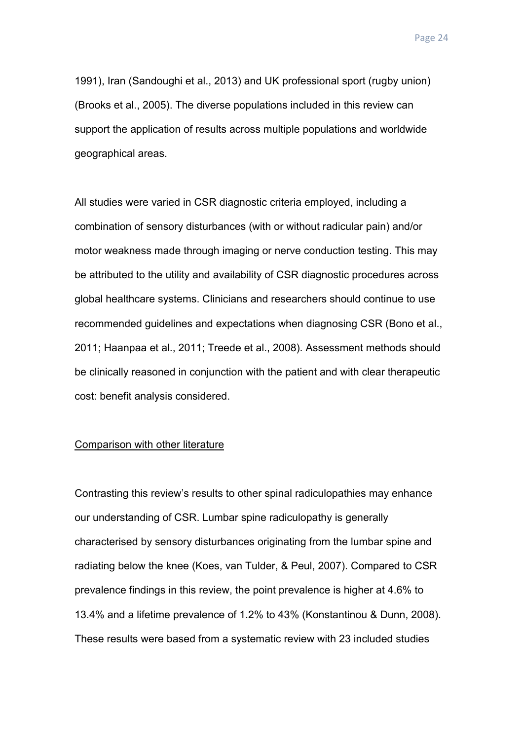1991), Iran (Sandoughi et al., 2013) and UK professional sport (rugby union) (Brooks et al., 2005). The diverse populations included in this review can support the application of results across multiple populations and worldwide geographical areas.

All studies were varied in CSR diagnostic criteria employed, including a combination of sensory disturbances (with or without radicular pain) and/or motor weakness made through imaging or nerve conduction testing. This may be attributed to the utility and availability of CSR diagnostic procedures across global healthcare systems. Clinicians and researchers should continue to use recommended guidelines and expectations when diagnosing CSR (Bono et al., 2011; Haanpaa et al., 2011; Treede et al., 2008). Assessment methods should be clinically reasoned in conjunction with the patient and with clear therapeutic cost: benefit analysis considered.

<u>Comparison with other literature</u>

Contrasting this review's results to other spinal radiculopathies may enhance our understanding of CSR. Lumbar spine radiculopathy is generally characterised by sensory disturbances originating from the lumbar spine and radiating below the knee (Koes, van Tulder, & Peul, 2007). Compared to CSR prevalence findings in this review, the point prevalence is higher at 4.6% to 13.4% and a lifetime prevalence of 1.2% to 43% (Konstantinou & Dunn, 2008). These results were based from a systematic review with 23 included studies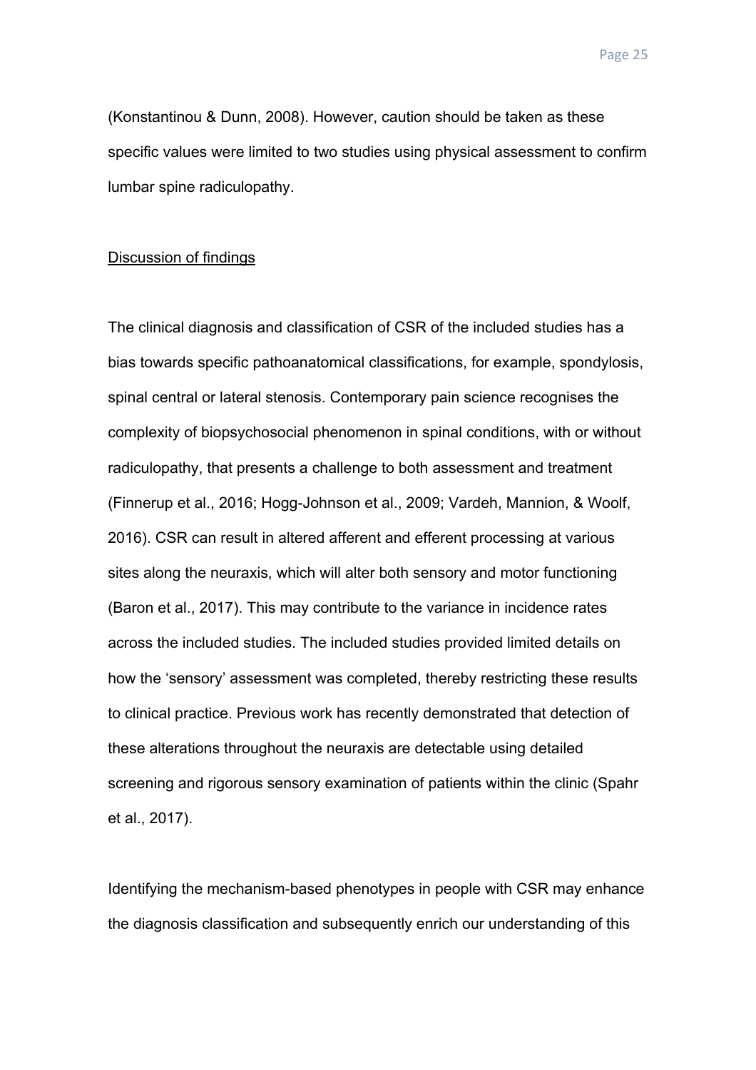(Konstantinou & Dunn, 2008). However, caution should be taken as these specific values were limited to two studies using physical assessment to confirm lumbar spine radiculopathy.

## Discussion of findings

The clinical diagnosis and classification of CSR of the included studies has a bias towards specific pathoanatomical classifications, for example, spondylosis, spinal central or lateral stenosis. Contemporary pain science recognises the complexity of biopsychosocial phenomenon in spinal conditions, with or without radiculopathy, that presents a challenge to both assessment and treatment (Finnerup et al., 2016; Hogg-Johnson et al., 2009; Vardeh, Mannion, & Woolf, 2016). CSR can result in altered afferent and efferent processing at various sites along the neuraxis, which will alter both sensory and motor functioning (Baron et al., 2017). This may contribute to the variance in incidence rates across the included studies. The included studies provided limited details on how the 'sensory' assessment was completed, thereby restricting these results to clinical practice. Previous work has recently demonstrated that detection of these alterations throughout the neuraxis are detectable using detailed screening and rigorous sensory examination of patients within the clinic (Spahr et al., 2017).

Identifying the mechanism-based phenotypes in people with CSR may enhance the diagnosis classification and subsequently enrich our understanding of this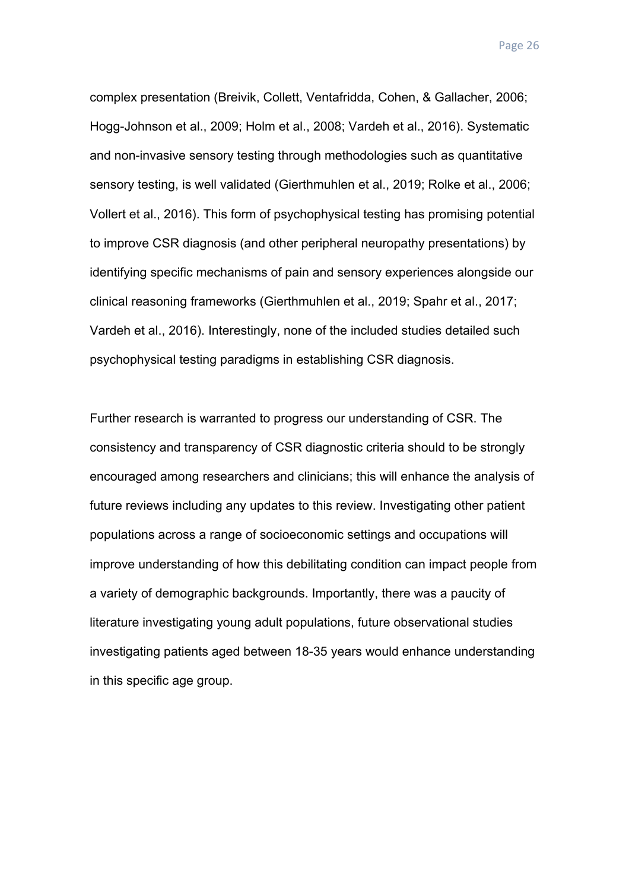complex presentation (Breivik, Collett, Ventafridda, Cohen, & Gallacher, 2006; Hogg-Johnson et al., 2009; Holm et al., 2008; Vardeh et al., 2016). Systematic and non-invasive sensory testing through methodologies such as quantitative sensory testing, is well validated (Gierthmuhlen et al., 2019; Rolke et al., 2006; Vollert et al., 2016). This form of psychophysical testing has promising potential to improve CSR diagnosis (and other peripheral neuropathy presentations) by identifying specific mechanisms of pain and sensory experiences alongside our clinical reasoning frameworks (Gierthmuhlen et al., 2019; Spahr et al., 2017; Vardeh et al., 2016). Interestingly, none of the included studies detailed such psychophysical testing paradigms in establishing CSR diagnosis.

Further research is warranted to progress our understanding of CSR. The consistency and transparency of CSR diagnostic criteria should to be strongly encouraged among researchers and clinicians; this will enhance the analysis of future reviews including any updates to this review. Investigating other patient populations across a range of socioeconomic settings and occupations will improve understanding of how this debilitating condition can impact people from a variety of demographic backgrounds. Importantly, there was a paucity of literature investigating young adult populations, future observational studies investigating patients aged between 18-35 years would enhance understanding in this specific age group.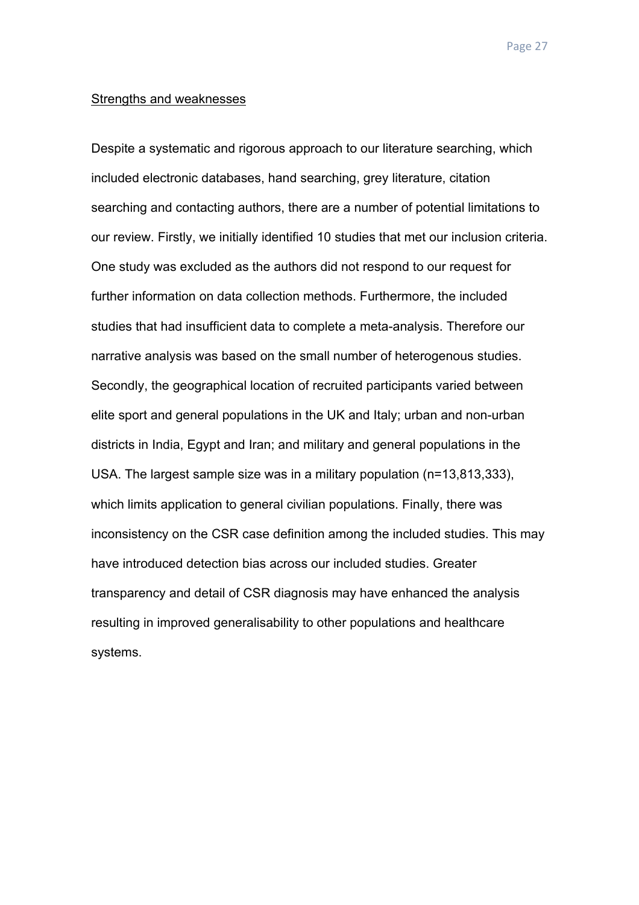Strengths and weaknesses

Despite a systematic and rigorous approach to our literature searching, which included electronic databases, hand searching, grey literature, citation searching and contacting authors, there are a number of potential limitations to our review. Firstly, we initially identified 10 studies that met our inclusion criteria. One study was excluded as the authors did not respond to our request for further information on data collection methods. Furthermore, the included studies that had insufficient data to complete a meta-analysis. Therefore our narrative analysis was based on the small number of heterogenous studies. Secondly, the geographical location of recruited participants varied between elite sport and general populations in the UK and Italy; urban and non-urban districts in India, Egypt and Iran; and military and general populations in the USA. The largest sample size was in a military population (n=13,813,333), which limits application to general civilian populations. Finally, there was inconsistency on the CSR case definition among the included studies. This may have introduced detection bias across our included studies. Greater transparency and detail of CSR diagnosis may have enhanced the analysis resulting in improved generalisability to other populations and healthcare systems.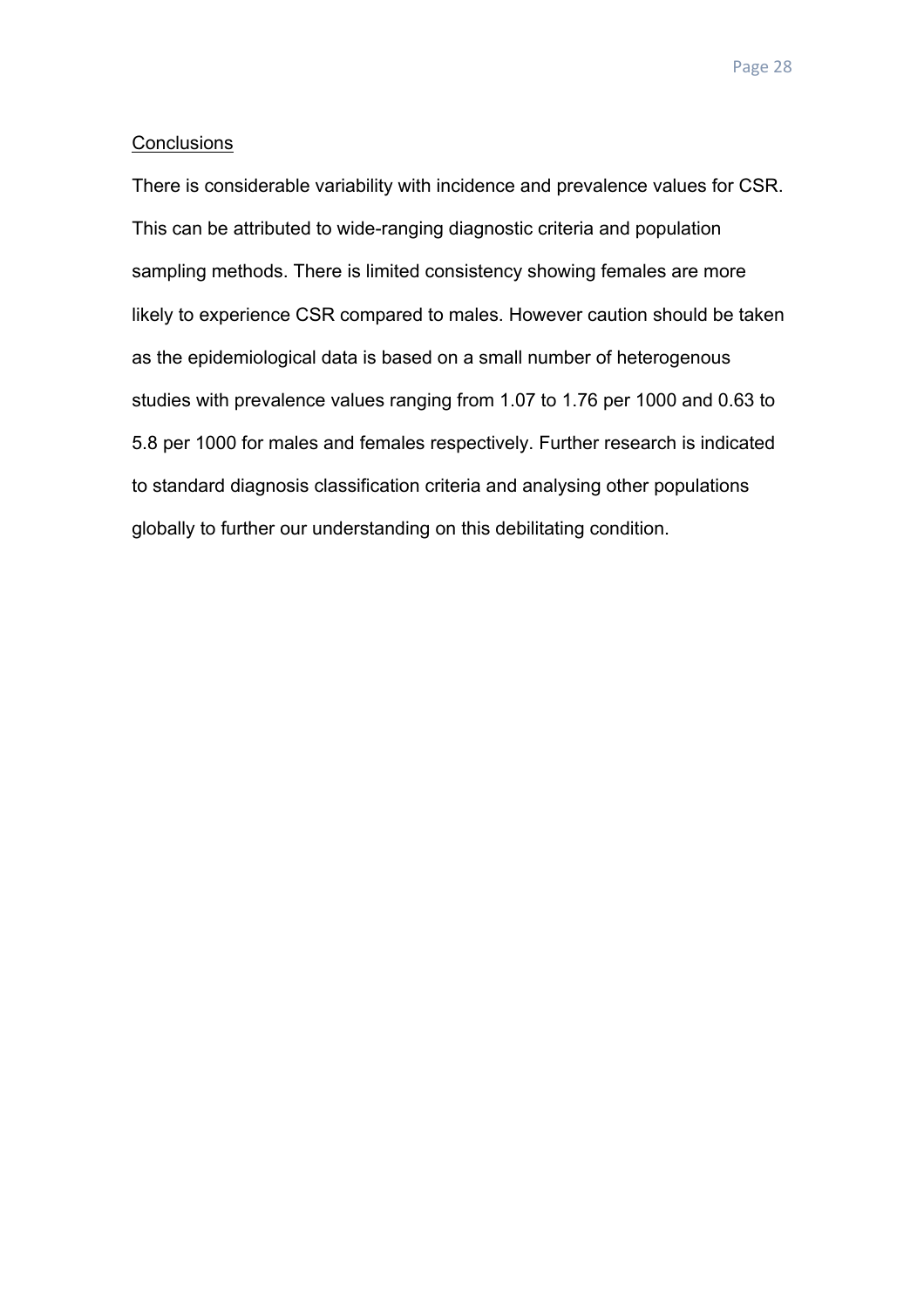## Conclusions

There is considerable variability with incidence and prevalence values for CSR. This can be attributed to wide-ranging diagnostic criteria and population sampling methods. There is limited consistency showing females are more likely to experience CSR compared to males. However caution should be taken as the epidemiological data is based on a small number of heterogenous studies with prevalence values ranging from 1.07 to 1.76 per 1000 and 0.63 to 5.8 per 1000 for males and females respectively. Further research is indicated to standard diagnosis classification criteria and analysing other populations globally to further our understanding on this debilitating condition.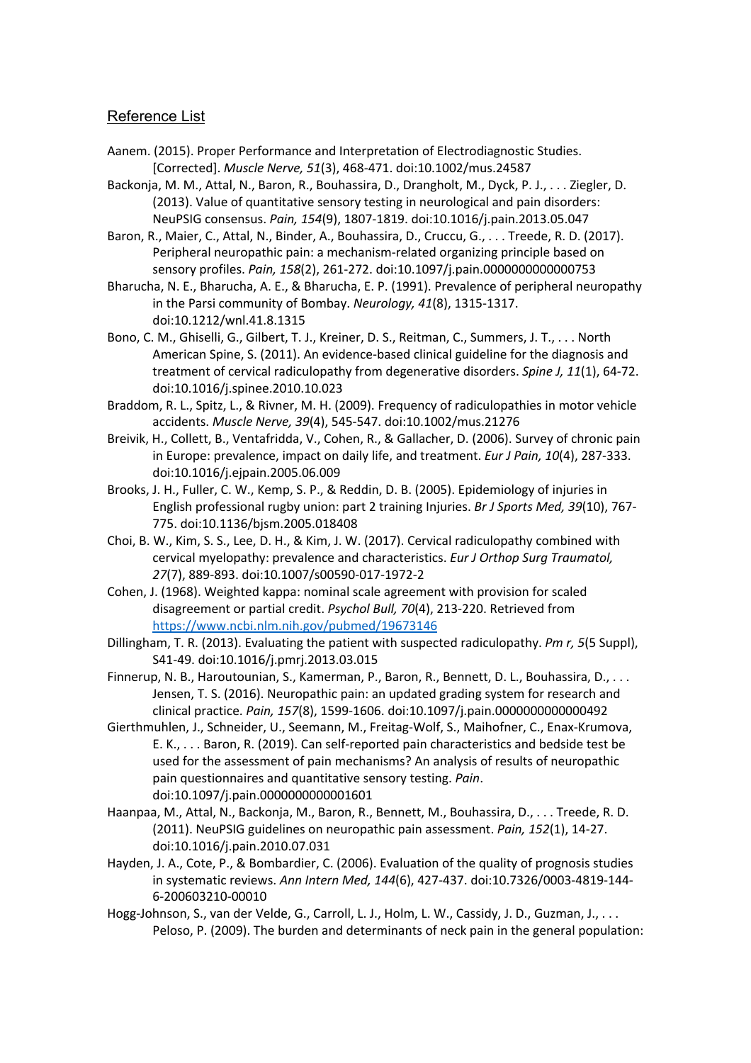## Reference List

Aanem. (2015). Proper Performance and Interpretation of Electrodiagnostic Studies. [Corrected]. *Muscle Nerve, 51*(3), 468-471. doi:10.1002/mus.24587

Backonja, M. M., Attal, N., Baron, R., Bouhassira, D., Drangholt, M., Dyck, P. J., . . . Ziegler, D. (2013). Value of quantitative sensory testing in neurological and pain disorders: NeuPSIG consensus. *Pain, 154*(9), 1807-1819. doi:10.1016/j.pain.2013.05.047

Baron, R., Maier, C., Attal, N., Binder, A., Bouhassira, D., Cruccu, G., . . . Treede, R. D. (2017). Peripheral neuropathic pain: a mechanism-related organizing principle based on sensory profiles. *Pain, 158*(2), 261-272. doi:10.1097/j.pain.0000000000000753

Bharucha, N. E., Bharucha, A. E., & Bharucha, E. P. (1991). Prevalence of peripheral neuropathy in the Parsi community of Bombay. *Neurology, 41*(8), 1315-1317. doi:10.1212/wnl.41.8.1315

Bono, C. M., Ghiselli, G., Gilbert, T. J., Kreiner, D. S., Reitman, C., Summers, J. T., . . . North American Spine, S. (2011). An evidence-based clinical guideline for the diagnosis and treatment of cervical radiculopathy from degenerative disorders. *Spine J, 11*(1), 64-72. doi:10.1016/j.spinee.2010.10.023

Braddom, R. L., Spitz, L., & Rivner, M. H. (2009). Frequency of radiculopathies in motor vehicle accidents. *Muscle Nerve, 39*(4), 545-547. doi:10.1002/mus.21276

Breivik, H., Collett, B., Ventafridda, V., Cohen, R., & Gallacher, D. (2006). Survey of chronic pain in Europe: prevalence, impact on daily life, and treatment. *Eur J Pain, 10*(4), 287-333. doi:10.1016/j.ejpain.2005.06.009

Brooks, J. H., Fuller, C. W., Kemp, S. P., & Reddin, D. B. (2005). Epidemiology of injuries in English professional rugby union: part 2 training Injuries. *Br J Sports Med, 39*(10), 767-775. doi:10.1136/bjsm.2005.018408

Choi, B. W., Kim, S. S., Lee, D. H., & Kim, J. W. (2017). Cervical radiculopathy combined with cervical myelopathy: prevalence and characteristics. *Eur J Orthop Surg Traumatol, 27*(7), 889-893. doi:10.1007/s00590-017-1972-2

Cohen, J. (1968). Weighted kappa: nominal scale agreement with provision for scaled disagreement or partial credit. *Psychol Bull, 70*(4), 213-220. Retrieved from https://www.ncbi.nlm.nih.gov/pubmed/19673146

Dillingham, T. R. (2013). Evaluating the patient with suspected radiculopathy. *Pm r, 5*(5 Suppl), S41-49. doi:10.1016/j.pmrj.2013.03.015

Finnerup, N. B., Haroutounian, S., Kamerman, P., Baron, R., Bennett, D. L., Bouhassira, D., . . . Jensen, T. S. (2016). Neuropathic pain: an updated grading system for research and clinical practice. *Pain, 157*(8), 1599-1606. doi:10.1097/j.pain.0000000000000492

Gierthmuhlen, J., Schneider, U., Seemann, M., Freitag-Wolf, S., Maihofner, C., Enax-Krumova, E. K., . . . Baron, R. (2019). Can self-reported pain characteristics and bedside test be used for the assessment of pain mechanisms? An analysis of results of neuropathic pain questionnaires and quantitative sensory testing. *Pain*. doi:10.1097/j.pain.0000000000001601

Haanpaa, M., Attal, N., Backonja, M., Baron, R., Bennett, M., Bouhassira, D., . . . Treede, R. D. (2011). NeuPSIG guidelines on neuropathic pain assessment. *Pain, 152*(1), 14-27. doi:10.1016/j.pain.2010.07.031

Hayden, J. A., Cote, P., & Bombardier, C. (2006). Evaluation of the quality of prognosis studies in systematic reviews. *Ann Intern Med, 144*(6), 427-437. doi:10.7326/0003-4819-144-6-200603210-00010

Hogg-Johnson, S., van der Velde, G., Carroll, L. J., Holm, L. W., Cassidy, J. D., Guzman, J., . . . Peloso, P. (2009). The burden and determinants of neck pain in the general population: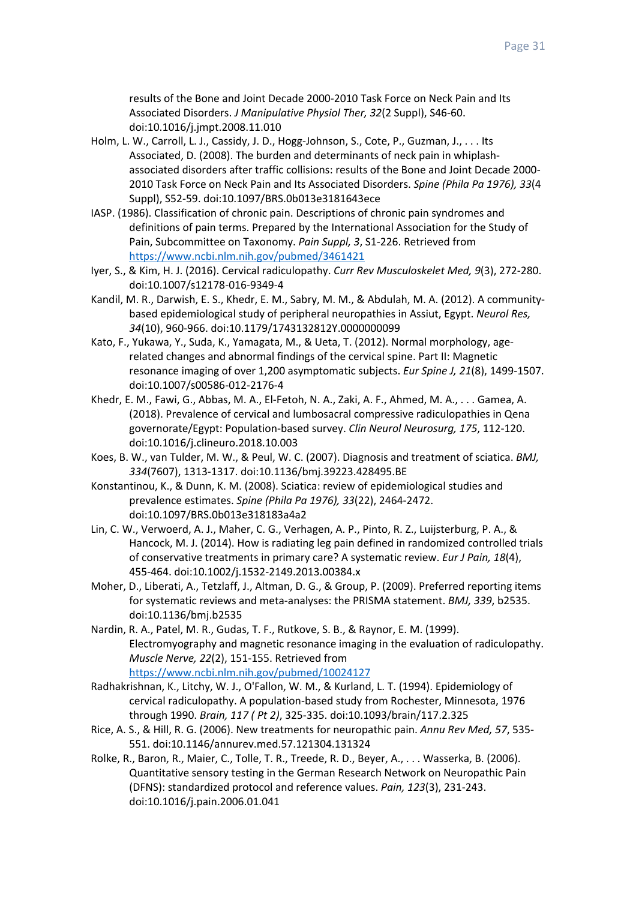results of the Bone and Joint Decade 2000-2010 Task Force on Neck Pain and Its Associated Disorders. *J Manipulative Physiol Ther, 32*(2 Suppl), S46-60. doi:10.1016/j.jmpt.2008.11.010

Holm, L. W., Carroll, L. J., Cassidy, J. D., Hogg-Johnson, S., Cote, P., Guzman, J., . . . Its Associated, D. (2008). The burden and determinants of neck pain in whiplash-associated disorders after traffic collisions: results of the Bone and Joint Decade 2000-2010 Task Force on Neck Pain and Its Associated Disorders. *Spine (Phila Pa 1976), 33*(4 Suppl), S52-59. doi:10.1097/BRS.0b013e3181643ece

IASP. (1986). Classification of chronic pain. Descriptions of chronic pain syndromes and definitions of pain terms. Prepared by the International Association for the Study of Pain, Subcommittee on Taxonomy. *Pain Suppl, 3*, S1-226. Retrieved from https://www.ncbi.nlm.nih.gov/pubmed/3461421

Iyer, S., & Kim, H. J. (2016). Cervical radiculopathy. *Curr Rev Musculoskelet Med, 9*(3), 272-280. doi:10.1007/s12178-016-9349-4

Kandil, M. R., Darwish, E. S., Khedr, E. M., Sabry, M. M., & Abdulah, M. A. (2012). A community-based epidemiological study of peripheral neuropathies in Assiut, Egypt. *Neurol Res, 34*(10), 960-966. doi:10.1179/1743132812Y.0000000099

Kato, F., Yukawa, Y., Suda, K., Yamagata, M., & Ueta, T. (2012). Normal morphology, age-related changes and abnormal findings of the cervical spine. Part II: Magnetic resonance imaging of over 1,200 asymptomatic subjects. *Eur Spine J, 21*(8), 1499-1507. doi:10.1007/s00586-012-2176-4

Khedr, E. M., Fawi, G., Abbas, M. A., El-Fetoh, N. A., Zaki, A. F., Ahmed, M. A., . . . Gamea, A. (2018). Prevalence of cervical and lumbosacral compressive radiculopathies in Qena governorate/Egypt: Population-based survey. *Clin Neurol Neurosurg, 175*, 112-120. doi:10.1016/j.clineuro.2018.10.003

Koes, B. W., van Tulder, M. W., & Peul, W. C. (2007). Diagnosis and treatment of sciatica. *BMJ, 334*(7607), 1313-1317. doi:10.1136/bmj.39223.428495.BE

Konstantinou, K., & Dunn, K. M. (2008). Sciatica: review of epidemiological studies and prevalence estimates. *Spine (Phila Pa 1976), 33*(22), 2464-2472. doi:10.1097/BRS.0b013e318183a4a2

Lin, C. W., Verwoerd, A. J., Maher, C. G., Verhagen, A. P., Pinto, R. Z., Luijsterburg, P. A., & Hancock, M. J. (2014). How is radiating leg pain defined in randomized controlled trials of conservative treatments in primary care? A systematic review. *Eur J Pain, 18*(4), 455-464. doi:10.1002/j.1532-2149.2013.00384.x

Moher, D., Liberati, A., Tetzlaff, J., Altman, D. G., & Group, P. (2009). Preferred reporting items for systematic reviews and meta-analyses: the PRISMA statement. *BMJ, 339*, b2535. doi:10.1136/bmj.b2535

Nardin, R. A., Patel, M. R., Gudas, T. F., Rutkove, S. B., & Raynor, E. M. (1999). Electromyography and magnetic resonance imaging in the evaluation of radiculopathy. *Muscle Nerve, 22*(2), 151-155. Retrieved from https://www.ncbi.nlm.nih.gov/pubmed/10024127

Radhakrishnan, K., Litchy, W. J., O'Fallon, W. M., & Kurland, L. T. (1994). Epidemiology of cervical radiculopathy. A population-based study from Rochester, Minnesota, 1976 through 1990. *Brain, 117 ( Pt 2)*, 325-335. doi:10.1093/brain/117.2.325

Rice, A. S., & Hill, R. G. (2006). New treatments for neuropathic pain. *Annu Rev Med, 57*, 535-551. doi:10.1146/annurev.med.57.121304.131324

Rolke, R., Baron, R., Maier, C., Tolle, T. R., Treede, R. D., Beyer, A., . . . Wasserka, B. (2006). Quantitative sensory testing in the German Research Network on Neuropathic Pain (DFNS): standardized protocol and reference values. *Pain, 123*(3), 231-243. doi:10.1016/j.pain.2006.01.041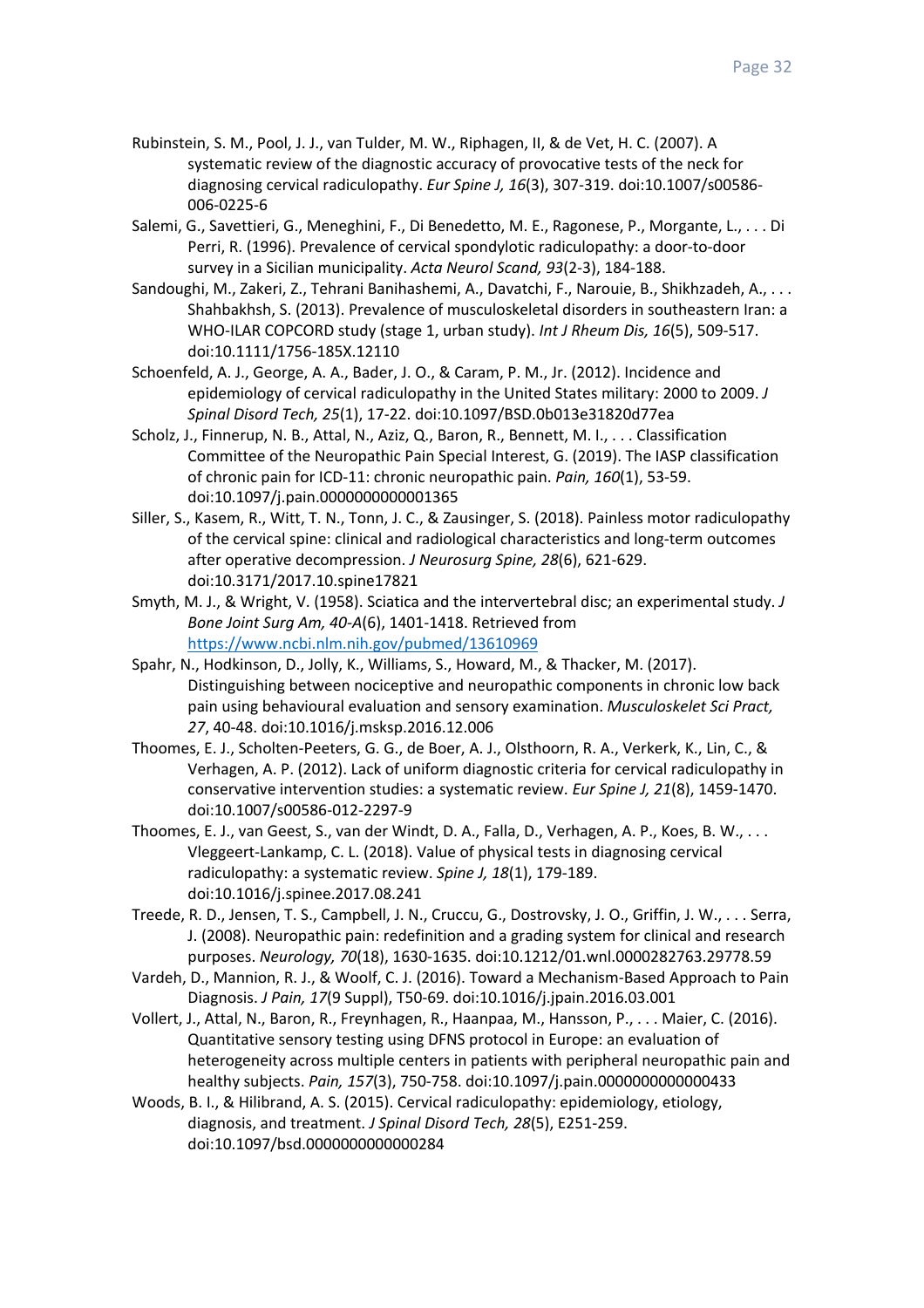Rubinstein, S. M., Pool, J. J., van Tulder, M. W., Riphagen, II, & de Vet, H. C. (2007). A systematic review of the diagnostic accuracy of provocative tests of the neck for diagnosing cervical radiculopathy. *Eur Spine J, 16*(3), 307-319. doi:10.1007/s00586-006-0225-6

Salemi, G., Savettieri, G., Meneghini, F., Di Benedetto, M. E., Ragonese, P., Morgante, L., . . . Di Perri, R. (1996). Prevalence of cervical spondylotic radiculopathy: a door-to-door survey in a Sicilian municipality. *Acta Neurol Scand, 93*(2-3), 184-188.

Sandoughi, M., Zakeri, Z., Tehrani Banihashemi, A., Davatchi, F., Narouie, B., Shikhzadeh, A., . . . Shahbakhsh, S. (2013). Prevalence of musculoskeletal disorders in southeastern Iran: a WHO-ILAR COPCORD study (stage 1, urban study). *Int J Rheum Dis, 16*(5), 509-517. doi:10.1111/1756-185X.12110

Schoenfeld, A. J., George, A. A., Bader, J. O., & Caram, P. M., Jr. (2012). Incidence and epidemiology of cervical radiculopathy in the United States military: 2000 to 2009. *J Spinal Disord Tech, 25*(1), 17-22. doi:10.1097/BSD.0b013e31820d77ea

Scholz, J., Finnerup, N. B., Attal, N., Aziz, Q., Baron, R., Bennett, M. I., . . . Classification Committee of the Neuropathic Pain Special Interest, G. (2019). The IASP classification of chronic pain for ICD-11: chronic neuropathic pain. *Pain, 160*(1), 53-59. doi:10.1097/j.pain.0000000000001365

Siller, S., Kasem, R., Witt, T. N., Tonn, J. C., & Zausinger, S. (2018). Painless motor radiculopathy of the cervical spine: clinical and radiological characteristics and long-term outcomes after operative decompression. *J Neurosurg Spine, 28*(6), 621-629. doi:10.3171/2017.10.spine17821

Smyth, M. J., & Wright, V. (1958). Sciatica and the intervertebral disc; an experimental study. *J Bone Joint Surg Am, 40-A*(6), 1401-1418. Retrieved from https://www.ncbi.nlm.nih.gov/pubmed/13610969

Spahr, N., Hodkinson, D., Jolly, K., Williams, S., Howard, M., & Thacker, M. (2017). Distinguishing between nociceptive and neuropathic components in chronic low back pain using behavioural evaluation and sensory examination. *Musculoskelet Sci Pract, 27*, 40-48. doi:10.1016/j.msksp.2016.12.006

Thoomes, E. J., Scholten-Peeters, G. G., de Boer, A. J., Olsthoorn, R. A., Verkerk, K., Lin, C., & Verhagen, A. P. (2012). Lack of uniform diagnostic criteria for cervical radiculopathy in conservative intervention studies: a systematic review. *Eur Spine J, 21*(8), 1459-1470. doi:10.1007/s00586-012-2297-9

Thoomes, E. J., van Geest, S., van der Windt, D. A., Falla, D., Verhagen, A. P., Koes, B. W., . . . Vleggeert-Lankamp, C. L. (2018). Value of physical tests in diagnosing cervical radiculopathy: a systematic review. *Spine J, 18*(1), 179-189. doi:10.1016/j.spinee.2017.08.241

Treede, R. D., Jensen, T. S., Campbell, J. N., Cruccu, G., Dostrovsky, J. O., Griffin, J. W., . . . Serra, J. (2008). Neuropathic pain: redefinition and a grading system for clinical and research purposes. *Neurology, 70*(18), 1630-1635. doi:10.1212/01.wnl.0000282763.29778.59

Vardeh, D., Mannion, R. J., & Woolf, C. J. (2016). Toward a Mechanism-Based Approach to Pain Diagnosis. *J Pain, 17*(9 Suppl), T50-69. doi:10.1016/j.jpain.2016.03.001

Vollert, J., Attal, N., Baron, R., Freynhagen, R., Haanpaa, M., Hansson, P., . . . Maier, C. (2016). Quantitative sensory testing using DFNS protocol in Europe: an evaluation of heterogeneity across multiple centers in patients with peripheral neuropathic pain and healthy subjects. *Pain, 157*(3), 750-758. doi:10.1097/j.pain.0000000000000433

Woods, B. I., & Hilibrand, A. S. (2015). Cervical radiculopathy: epidemiology, etiology, diagnosis, and treatment. *J Spinal Disord Tech, 28*(5), E251-259. doi:10.1097/bsd.0000000000000284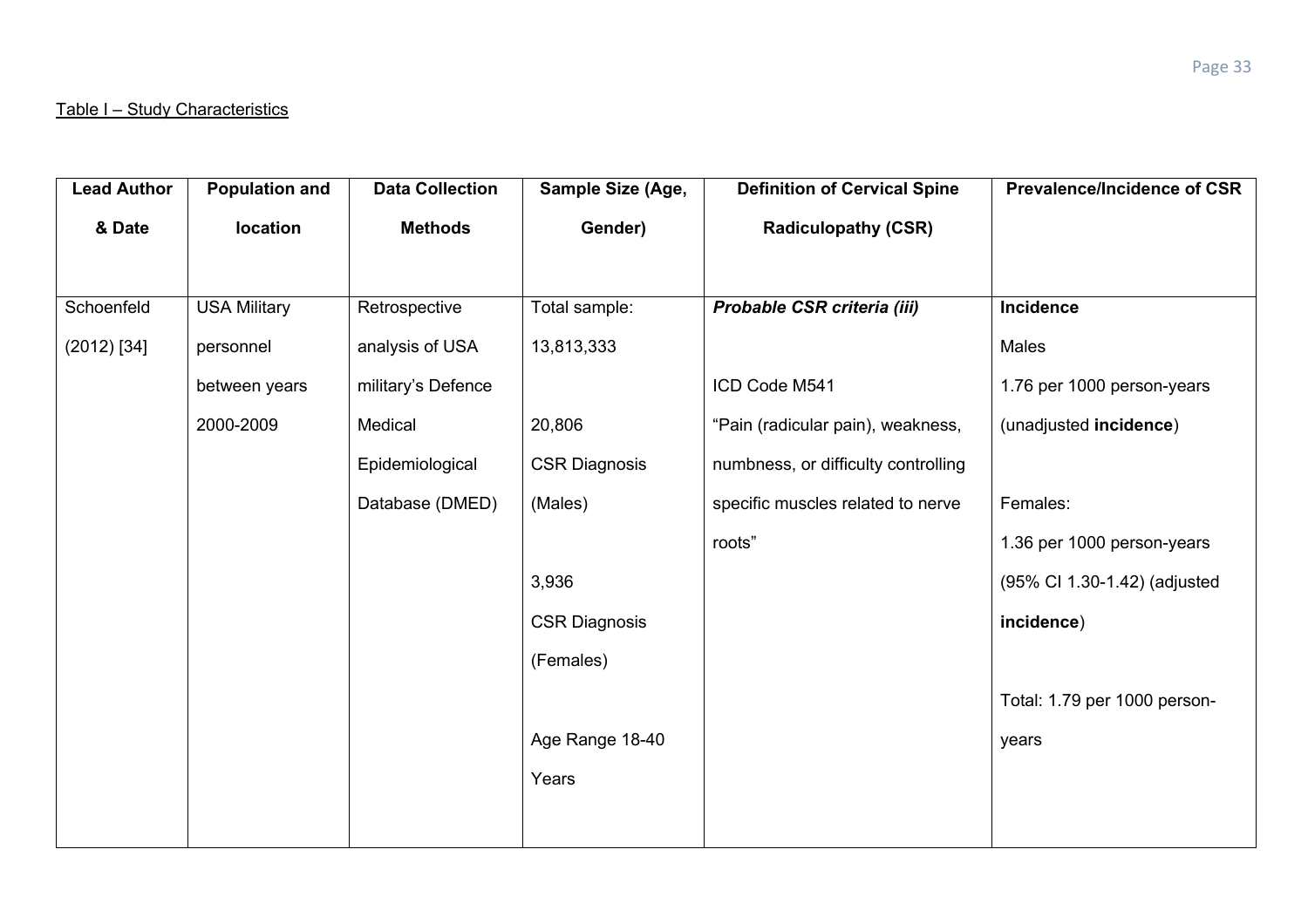<u>Table I – Study Characteristics</u>

| Lead Author & Date | Population and location | Data Collection Methods | Sample Size (Age, Gender) | Definition of Cervical Spine Radiculopathy (CSR) | Prevalence/Incidence of CSR |
|---|---|---|---|---|---|
| Schoenfeld (2012) [34] | USA Military personnel between years 2000-2009 | Retrospective analysis of USA military's Defence Medical Epidemiological Database (DMED) | Total sample: 13,813,333<br><br>20,806 CSR Diagnosis (Males)<br><br>3,936 CSR Diagnosis (Females)<br><br>Age Range 18-40 Years | ***Probable CSR criteria (iii)***<br><br>ICD Code M541<br>"Pain (radicular pain), weakness, numbness, or difficulty controlling specific muscles related to nerve roots" | **Incidence**<br>Males<br>1.76 per 1000 person-years (unadjusted **incidence**)<br><br>Females:<br>1.36 per 1000 person-years (95% CI 1.30-1.42) (adjusted **incidence**)<br><br>Total: 1.79 per 1000 person-years |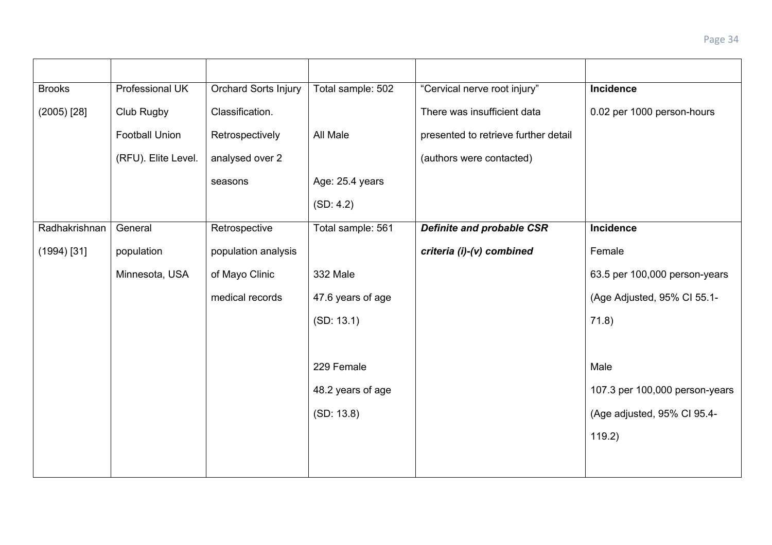| | | | | | |
|---|---|---|---|---|---|
| Brooks (2005) [28] | Professional UK Club Rugby Football Union (RFU). Elite Level. | Orchard Sorts Injury Classification. Retrospectively analysed over 2 seasons | Total sample: 502<br><br>All Male<br><br>Age: 25.4 years (SD: 4.2) | "Cervical nerve root injury" There was insufficient data presented to retrieve further detail (authors were contacted) | **Incidence**<br>0.02 per 1000 person-hours |
| Radhakrishnan (1994) [31] | General population Minnesota, USA | Retrospective population analysis of Mayo Clinic medical records | Total sample: 561<br><br>332 Male<br>47.6 years of age (SD: 13.1)<br><br>229 Female<br>48.2 years of age (SD: 13.8) | ***Definite and probable CSR criteria (i)-(v) combined*** | **Incidence**<br>Female<br>63.5 per 100,000 person-years (Age Adjusted, 95% CI 55.1-71.8)<br><br>Male<br>107.3 per 100,000 person-years (Age adjusted, 95% CI 95.4-119.2) |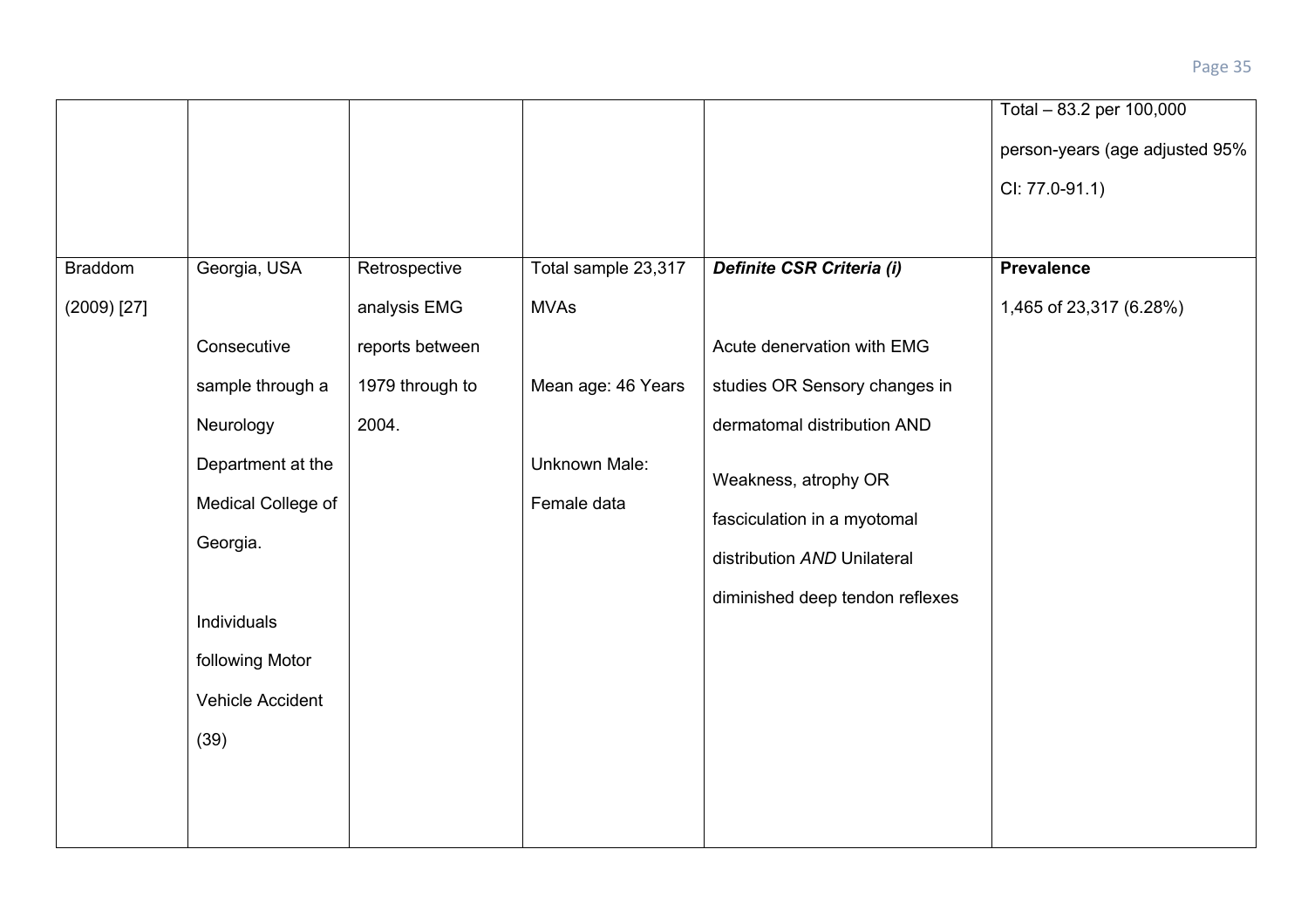| | | | | | |
|---|---|---|---|---|---|
| | | | | | Total – 83.2 per 100,000 person-years (age adjusted 95% CI: 77.0-91.1) |
| Braddom (2009) [27] | Georgia, USA<br><br>Consecutive sample through a Neurology Department at the Medical College of Georgia.<br><br>Individuals following Motor Vehicle Accident (39) | Retrospective analysis EMG reports between 1979 through to 2004. | Total sample 23,317 MVAs<br><br>Mean age: 46 Years<br><br>Unknown Male: Female data | ***Definite CSR Criteria (i)***<br><br>Acute denervation with EMG studies OR Sensory changes in dermatomal distribution AND<br><br>Weakness, atrophy OR fasciculation in a myotomal distribution *AND* Unilateral diminished deep tendon reflexes | **Prevalence**<br><br>1,465 of 23,317 (6.28%) |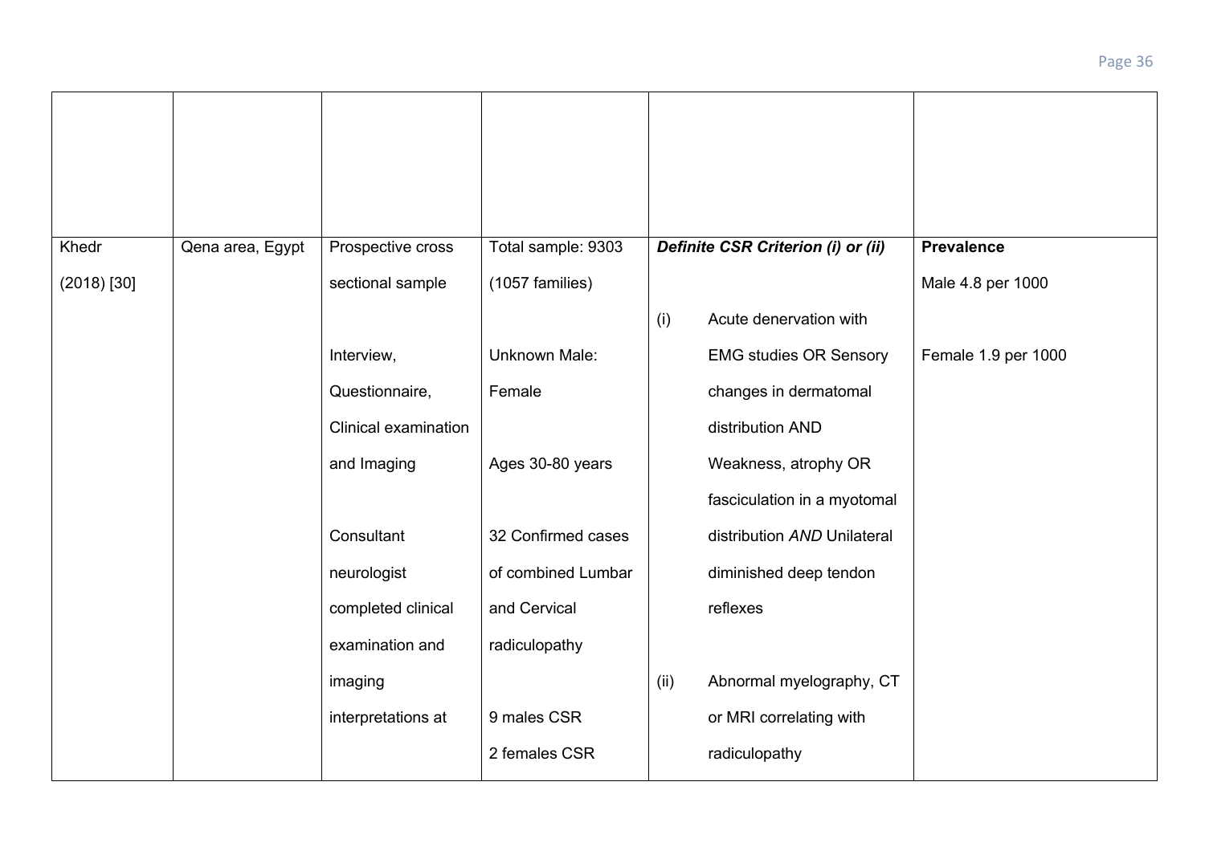| | | | | | |
|---|---|---|---|---|---|
| | | | | | |
| Khedr (2018) [30] | Qena area, Egypt | Prospective cross sectional sample<br><br>Interview, Questionnaire, Clinical examination and Imaging<br><br>Consultant neurologist completed clinical examination and imaging interpretations at | Total sample: 9303 (1057 families)<br><br>Unknown Male: Female<br><br>Ages 30-80 years<br><br>32 Confirmed cases of combined Lumbar and Cervical radiculopathy<br><br>9 males CSR<br>2 females CSR | ***Definite CSR Criterion (i) or (ii)***<br><br>(i) Acute denervation with EMG studies OR Sensory changes in dermatomal distribution AND Weakness, atrophy OR fasciculation in a myotomal distribution *AND* Unilateral diminished deep tendon reflexes<br><br>(ii) Abnormal myelography, CT or MRI correlating with radiculopathy | **Prevalence**<br>Male 4.8 per 1000<br><br>Female 1.9 per 1000 |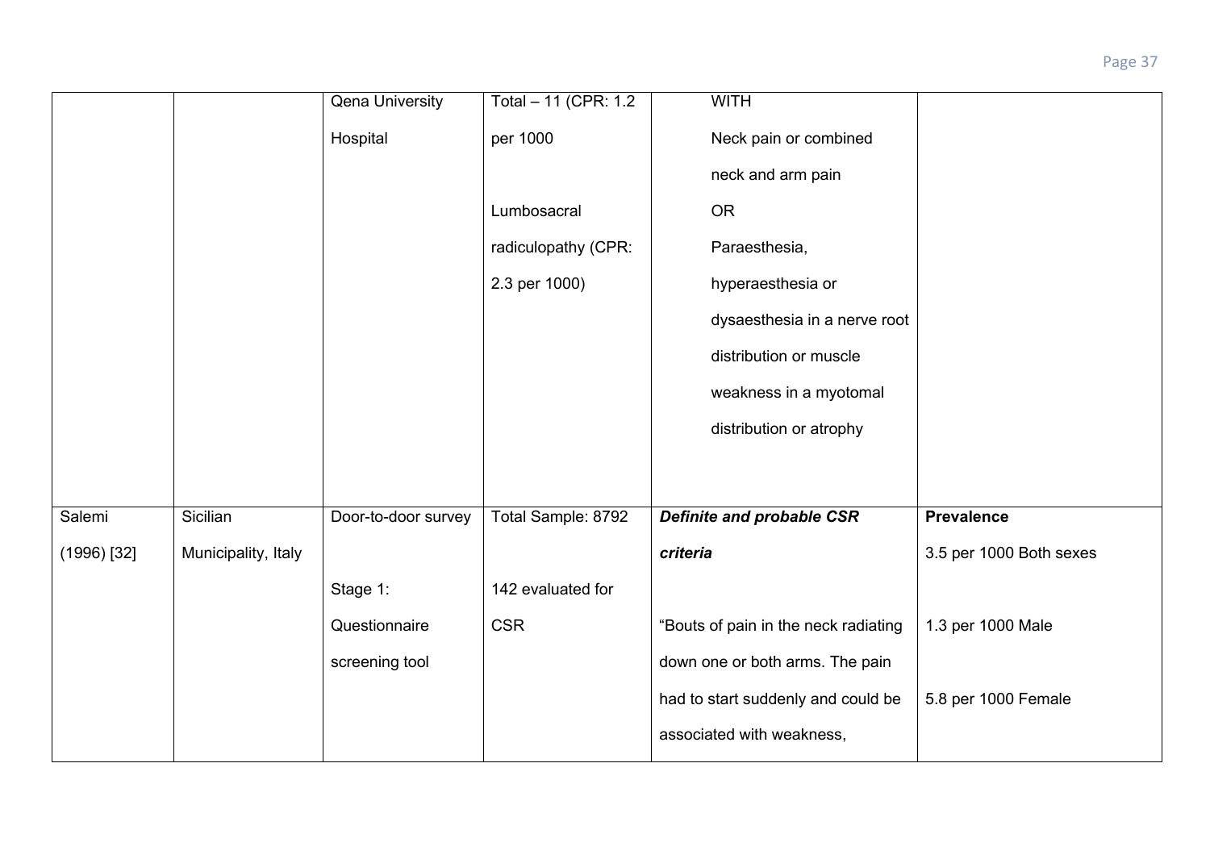| | | | | | |
|---|---|---|---|---|---|
| | | Qena University Hospital | Total – 11 (CPR: 1.2 per 1000<br><br>Lumbosacral radiculopathy (CPR: 2.3 per 1000) | WITH<br>Neck pain or combined neck and arm pain<br>OR<br>Paraesthesia, hyperaesthesia or dysaesthesia in a nerve root distribution or muscle weakness in a myotomal distribution or atrophy | |
| Salemi (1996) [32] | Sicilian Municipality, Italy | Door-to-door survey<br><br>Stage 1: Questionnaire screening tool | Total Sample: 8792<br><br>142 evaluated for CSR | ***Definite and probable CSR criteria***<br><br>"Bouts of pain in the neck radiating down one or both arms. The pain had to start suddenly and could be associated with weakness, | **Prevalence**<br>3.5 per 1000 Both sexes<br><br>1.3 per 1000 Male<br><br>5.8 per 1000 Female |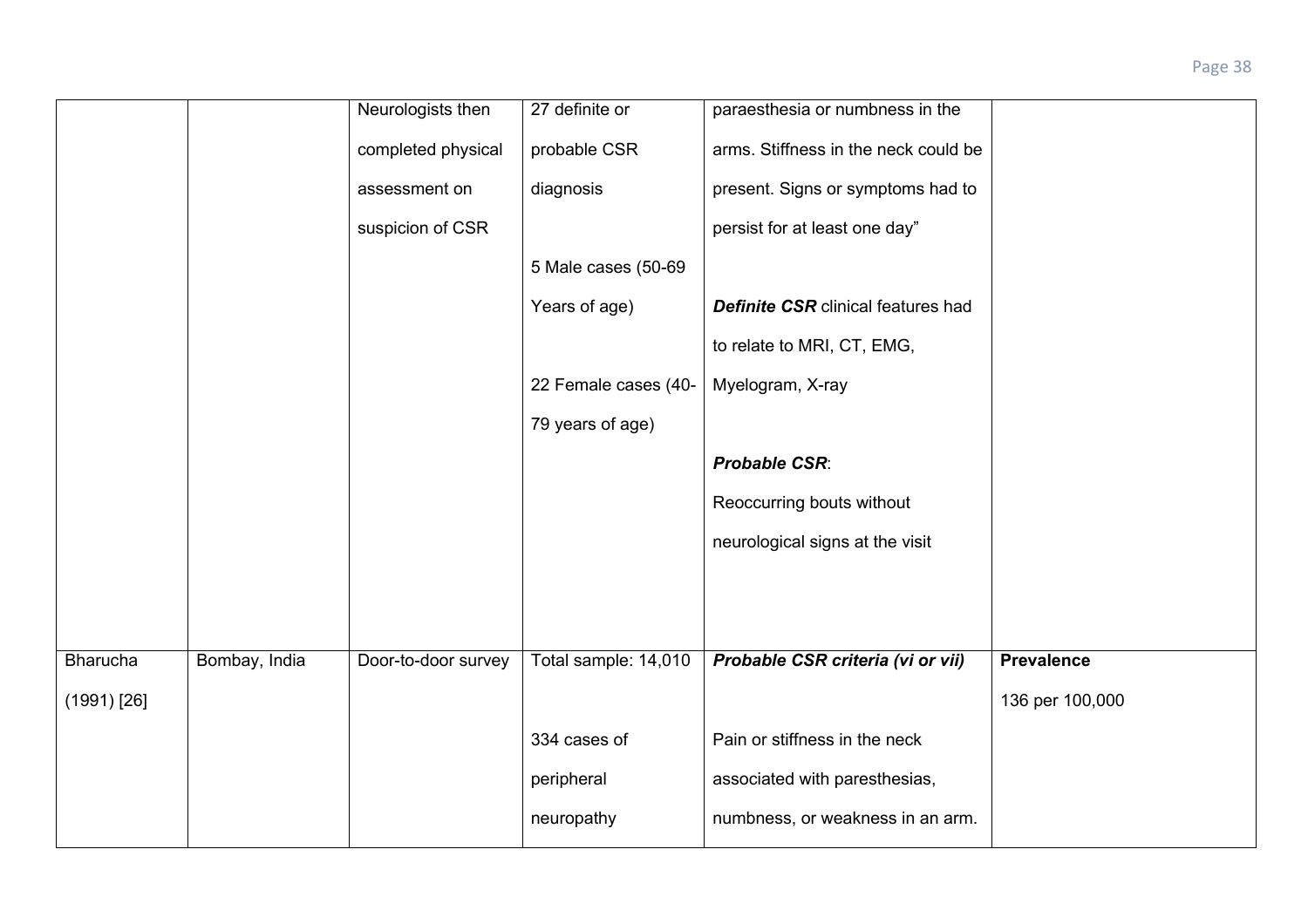| | | | | | |
|---|---|---|---|---|---|
| | | Neurologists then completed physical assessment on suspicion of CSR | 27 definite or probable CSR diagnosis<br><br>5 Male cases (50-69 Years of age)<br><br>22 Female cases (40-79 years of age) | paraesthesia or numbness in the arms. Stiffness in the neck could be present. Signs or symptoms had to persist for at least one day"<br><br>***Definite CSR*** clinical features had to relate to MRI, CT, EMG, Myelogram, X-ray<br><br>***Probable CSR***:<br>Reoccurring bouts without neurological signs at the visit | |
| Bharucha (1991) [26] | Bombay, India | Door-to-door survey | Total sample: 14,010<br><br>334 cases of peripheral neuropathy | ***Probable CSR criteria (vi or vii)***<br><br>Pain or stiffness in the neck associated with paresthesias, numbness, or weakness in an arm. | **Prevalence**<br>136 per 100,000 |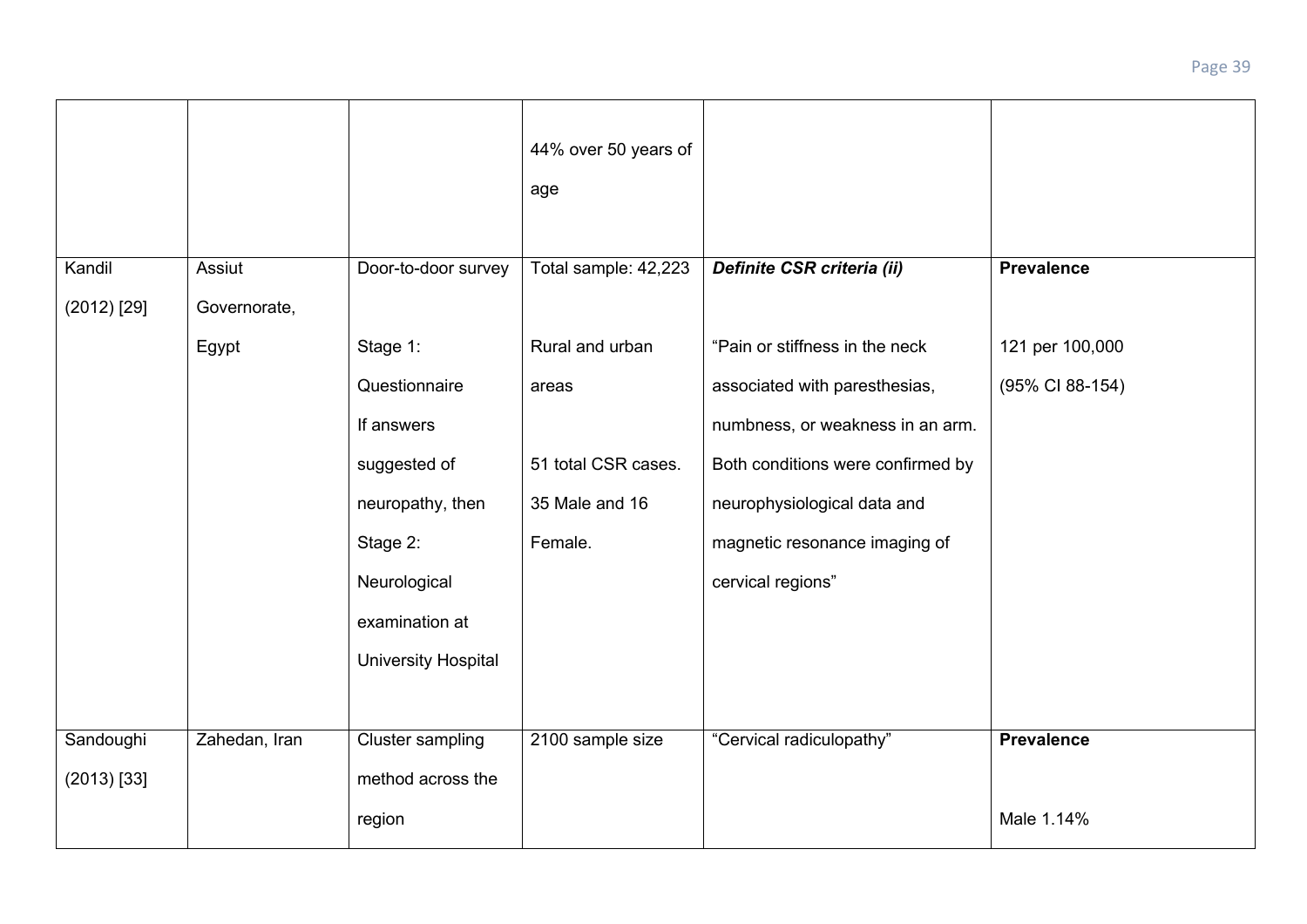| | | | | | |
|---|---|---|---|---|---|
| | | | 44% over 50 years of age | | |
| Kandil (2012) [29] | Assiut Governorate, Egypt | Door-to-door survey<br><br>Stage 1: Questionnaire If answers suggested of neuropathy, then Stage 2: Neurological examination at University Hospital | Total sample: 42,223<br><br>Rural and urban areas<br><br>51 total CSR cases. 35 Male and 16 Female. | ***Definite CSR criteria (ii)***<br><br>"Pain or stiffness in the neck associated with paresthesias, numbness, or weakness in an arm. Both conditions were confirmed by neurophysiological data and magnetic resonance imaging of cervical regions" | **Prevalence**<br><br>121 per 100,000 (95% CI 88-154) |
| Sandoughi (2013) [33] | Zahedan, Iran | Cluster sampling method across the region | 2100 sample size | "Cervical radiculopathy" | **Prevalence**<br><br>Male 1.14% |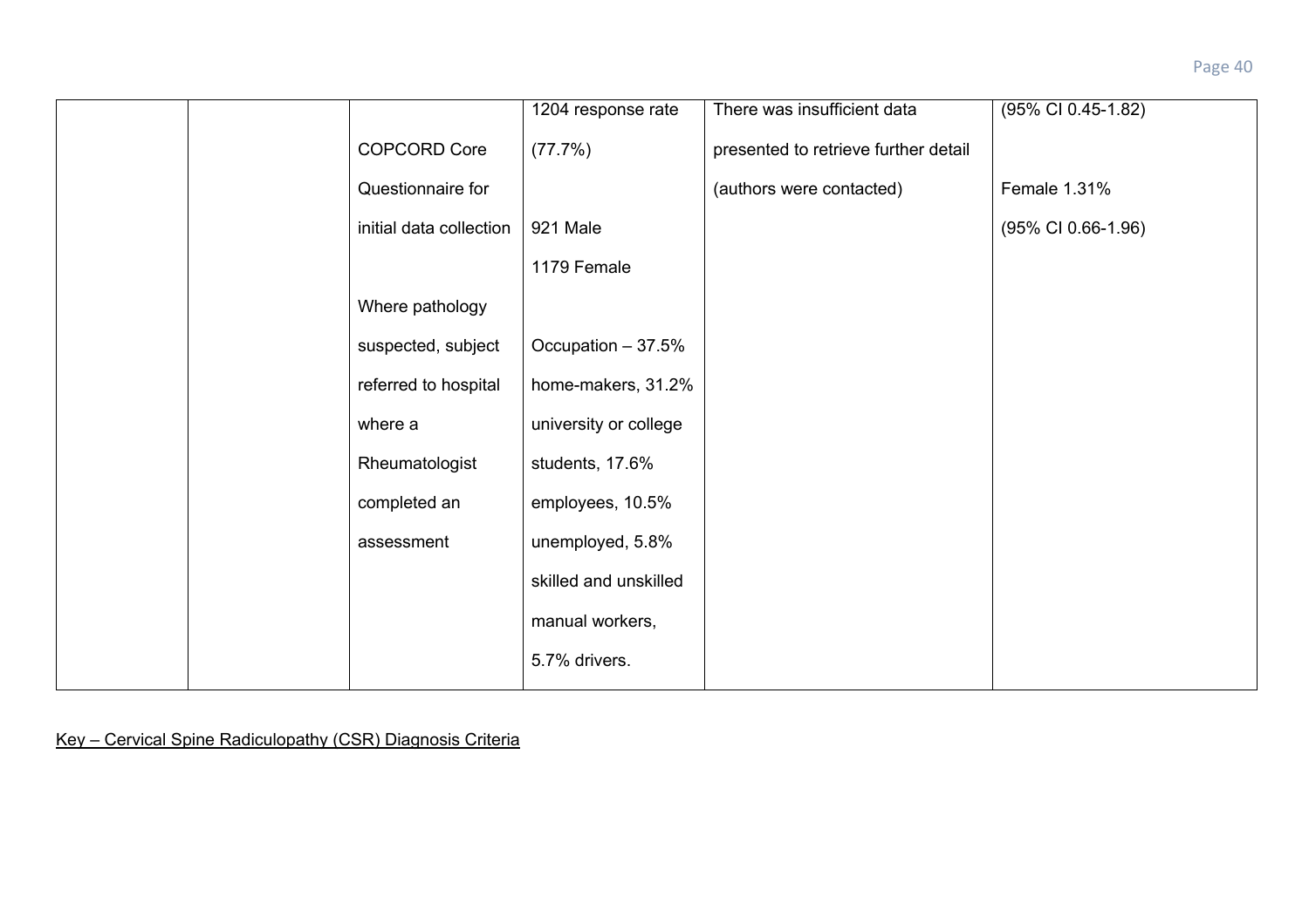|  |  |  |  |  |  |
|---|---|---|---|---|---|
|  |  | COPCORD Core Questionnaire for initial data collection<br><br>Where pathology suspected, subject referred to hospital where a Rheumatologist completed an assessment | 1204 response rate (77.7%)<br><br>921 Male<br>1179 Female<br><br>Occupation – 37.5% home-makers, 31.2% university or college students, 17.6% employees, 10.5% unemployed, 5.8% skilled and unskilled manual workers, 5.7% drivers. | There was insufficient data presented to retrieve further detail (authors were contacted) | (95% CI 0.45-1.82)<br><br>Female 1.31%<br>(95% CI 0.66-1.96) |

Key – Cervical Spine Radiculopathy (CSR) Diagnosis Criteria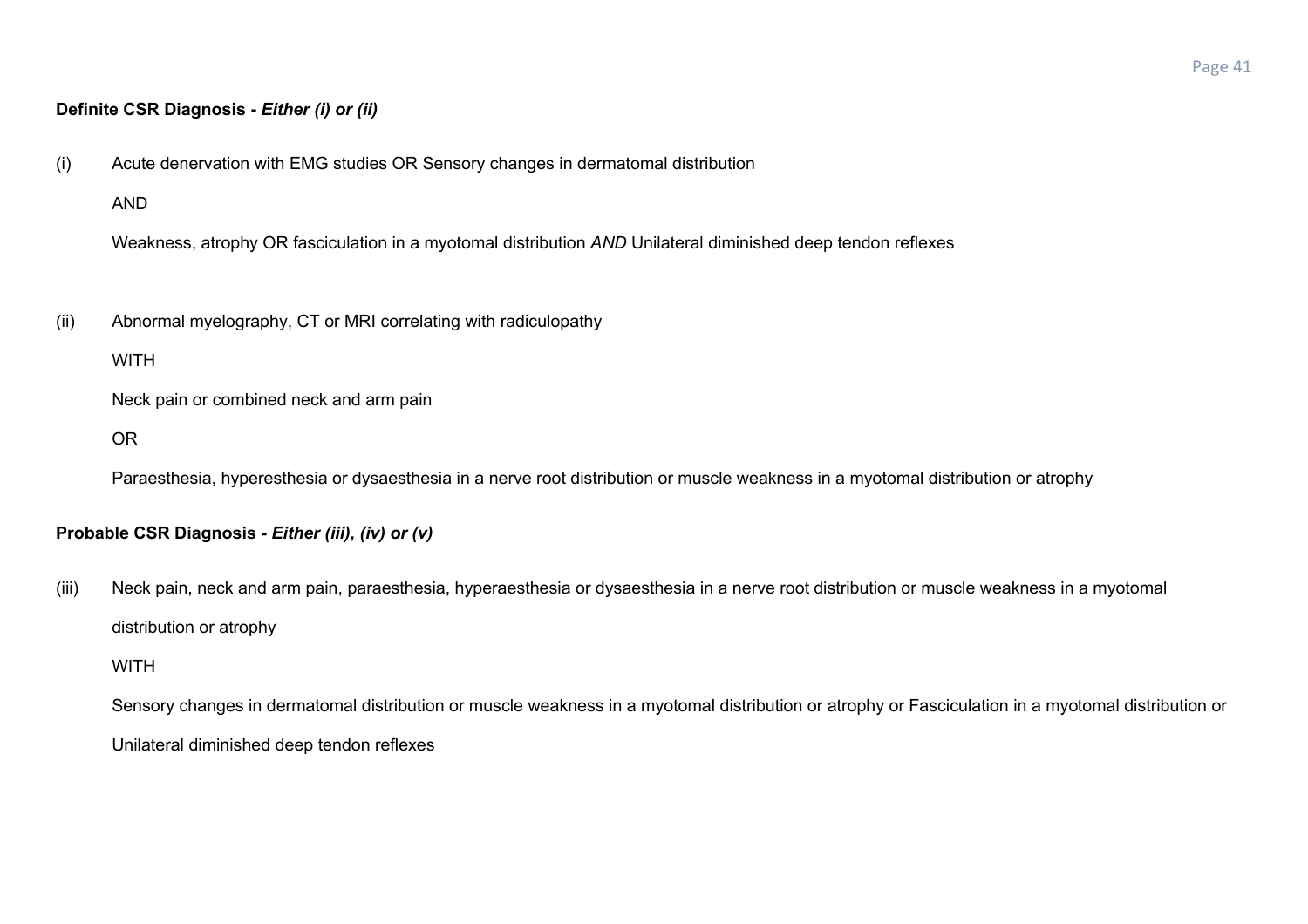**Definite CSR Diagnosis -** ***Either (i) or (ii)***

(i) Acute denervation with EMG studies OR Sensory changes in dermatomal distribution

AND

Weakness, atrophy OR fasciculation in a myotomal distribution *AND* Unilateral diminished deep tendon reflexes

(ii) Abnormal myelography, CT or MRI correlating with radiculopathy

WITH

Neck pain or combined neck and arm pain

OR

Paraesthesia, hyperesthesia or dysaesthesia in a nerve root distribution or muscle weakness in a myotomal distribution or atrophy

**Probable CSR Diagnosis -** ***Either (iii), (iv) or (v)***

(iii) Neck pain, neck and arm pain, paraesthesia, hyperaesthesia or dysaesthesia in a nerve root distribution or muscle weakness in a myotomal distribution or atrophy

WITH

Sensory changes in dermatomal distribution or muscle weakness in a myotomal distribution or atrophy or Fasciculation in a myotomal distribution or Unilateral diminished deep tendon reflexes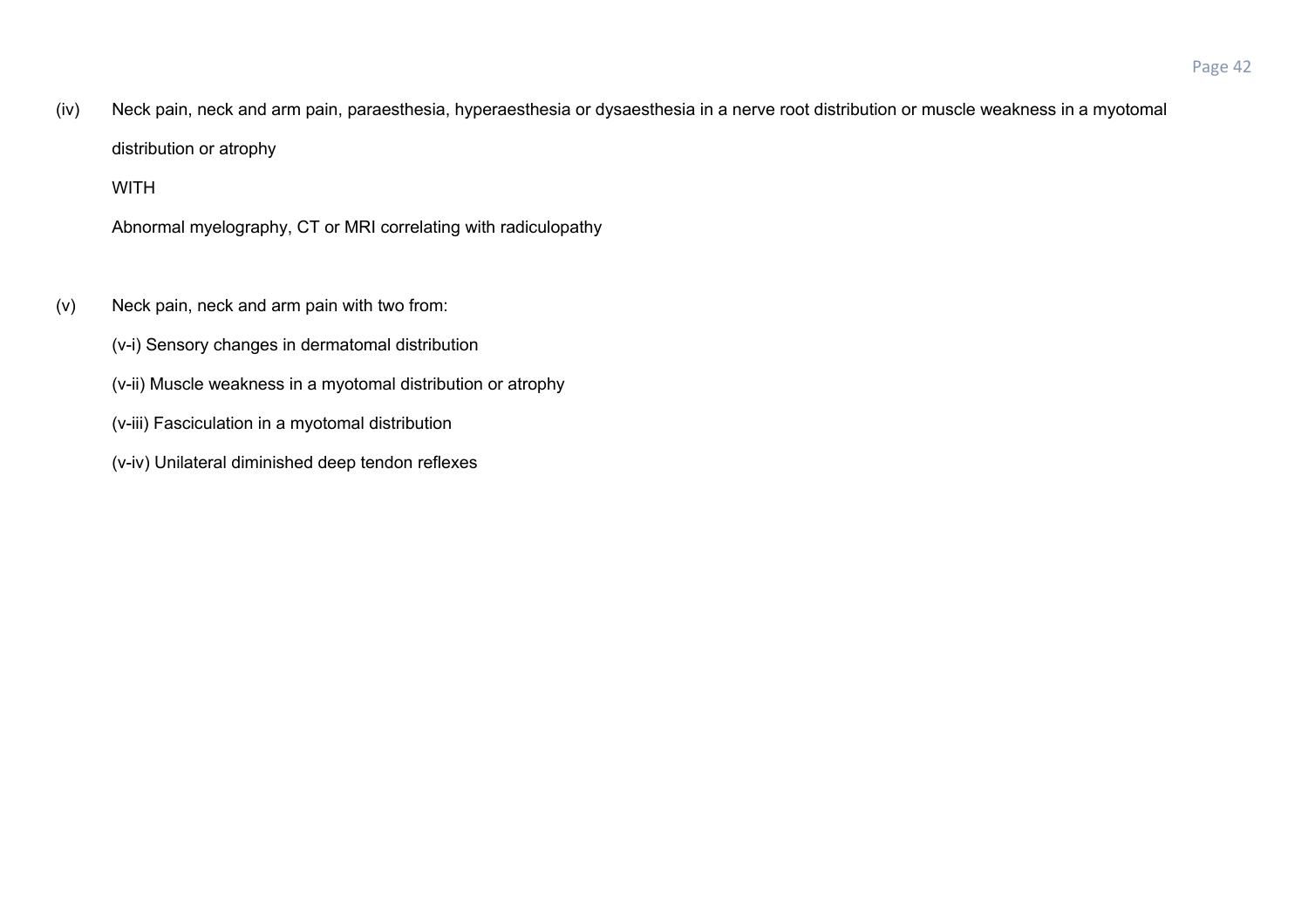(iv) Neck pain, neck and arm pain, paraesthesia, hyperaesthesia or dysaesthesia in a nerve root distribution or muscle weakness in a myotomal distribution or atrophy

WITH

Abnormal myelography, CT or MRI correlating with radiculopathy

(v) Neck pain, neck and arm pain with two from:

(v-i) Sensory changes in dermatomal distribution

(v-ii) Muscle weakness in a myotomal distribution or atrophy

(v-iii) Fasciculation in a myotomal distribution

(v-iv) Unilateral diminished deep tendon reflexes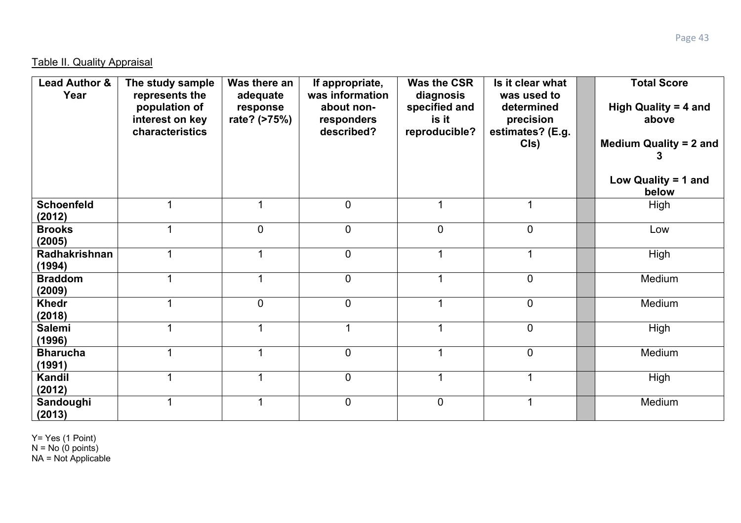Table II. Quality Appraisal

| Lead Author & Year | The study sample represents the population of interest on key characteristics | Was there an adequate response rate? (>75%) | If appropriate, was information about non-responders described? | Was the CSR diagnosis specified and is it reproducible? | Is it clear what was used to determined precision estimates? (E.g. CIs) | | Total Score<br><br>High Quality = 4 and above<br><br>Medium Quality = 2 and 3<br><br>Low Quality = 1 and below |
|---|---|---|---|---|---|---|---|
| **Schoenfeld (2012)** | 1 | 1 | 0 | 1 | 1 | | High |
| **Brooks (2005)** | 1 | 0 | 0 | 0 | 0 | | Low |
| **Radhakrishnan (1994)** | 1 | 1 | 0 | 1 | 1 | | High |
| **Braddom (2009)** | 1 | 1 | 0 | 1 | 0 | | Medium |
| **Khedr (2018)** | 1 | 0 | 0 | 1 | 0 | | Medium |
| **Salemi (1996)** | 1 | 1 | 1 | 1 | 0 | | High |
| **Bharucha (1991)** | 1 | 1 | 0 | 1 | 0 | | Medium |
| **Kandil (2012)** | 1 | 1 | 0 | 1 | 1 | | High |
| **Sandoughi (2013)** | 1 | 1 | 0 | 0 | 1 | | Medium |

Y= Yes (1 Point)
N = No (0 points)
NA = Not Applicable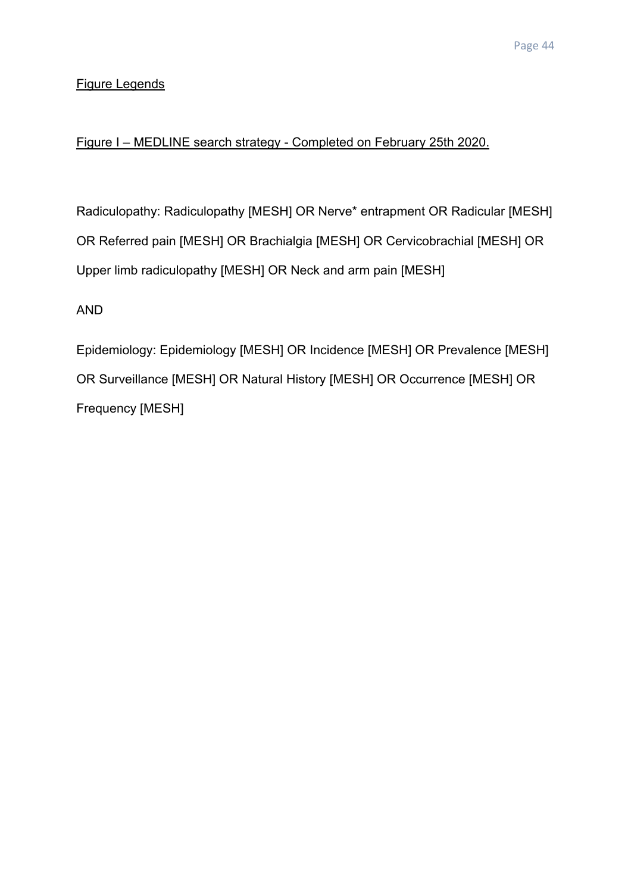## Figure Legends

### Figure I – MEDLINE search strategy - Completed on February 25th 2020.

Radiculopathy: Radiculopathy [MESH] OR Nerve* entrapment OR Radicular [MESH] OR Referred pain [MESH] OR Brachialgia [MESH] OR Cervicobrachial [MESH] OR Upper limb radiculopathy [MESH] OR Neck and arm pain [MESH]

AND

Epidemiology: Epidemiology [MESH] OR Incidence [MESH] OR Prevalence [MESH] OR Surveillance [MESH] OR Natural History [MESH] OR Occurrence [MESH] OR Frequency [MESH]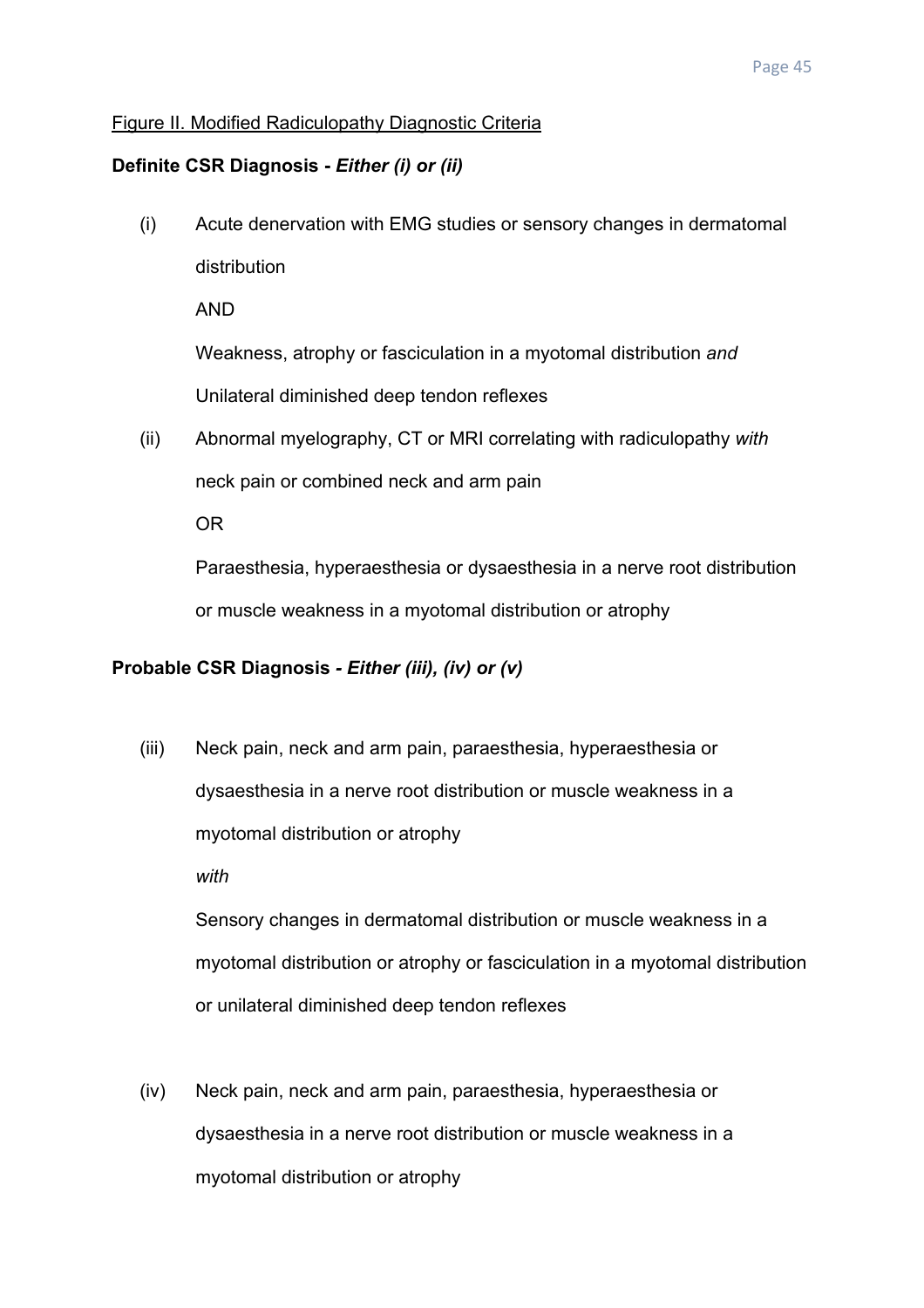<u>Figure II. Modified Radiculopathy Diagnostic Criteria</u>

**Definite CSR Diagnosis -** ***Either (i) or (ii)***

(i) Acute denervation with EMG studies or sensory changes in dermatomal distribution

AND

Weakness, atrophy or fasciculation in a myotomal distribution *and* Unilateral diminished deep tendon reflexes

(ii) Abnormal myelography, CT or MRI correlating with radiculopathy *with* neck pain or combined neck and arm pain

OR

Paraesthesia, hyperaesthesia or dysaesthesia in a nerve root distribution or muscle weakness in a myotomal distribution or atrophy

**Probable CSR Diagnosis -** ***Either (iii), (iv) or (v)***

(iii) Neck pain, neck and arm pain, paraesthesia, hyperaesthesia or dysaesthesia in a nerve root distribution or muscle weakness in a myotomal distribution or atrophy

*with*

Sensory changes in dermatomal distribution or muscle weakness in a myotomal distribution or atrophy or fasciculation in a myotomal distribution or unilateral diminished deep tendon reflexes

(iv) Neck pain, neck and arm pain, paraesthesia, hyperaesthesia or dysaesthesia in a nerve root distribution or muscle weakness in a myotomal distribution or atrophy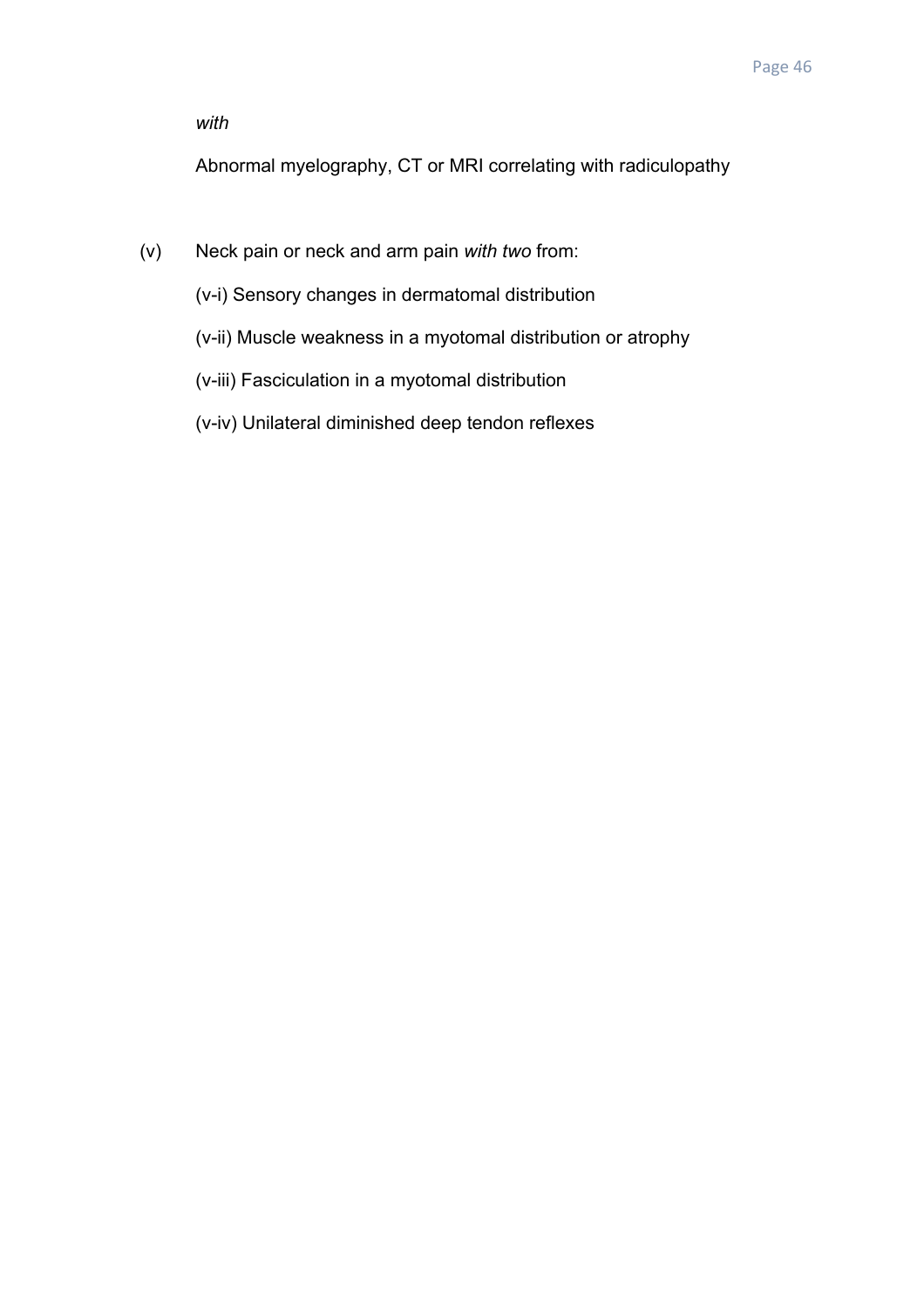*with*

Abnormal myelography, CT or MRI correlating with radiculopathy

(v) Neck pain or neck and arm pain *with two* from:

(v-i) Sensory changes in dermatomal distribution

(v-ii) Muscle weakness in a myotomal distribution or atrophy

(v-iii) Fasciculation in a myotomal distribution

(v-iv) Unilateral diminished deep tendon reflexes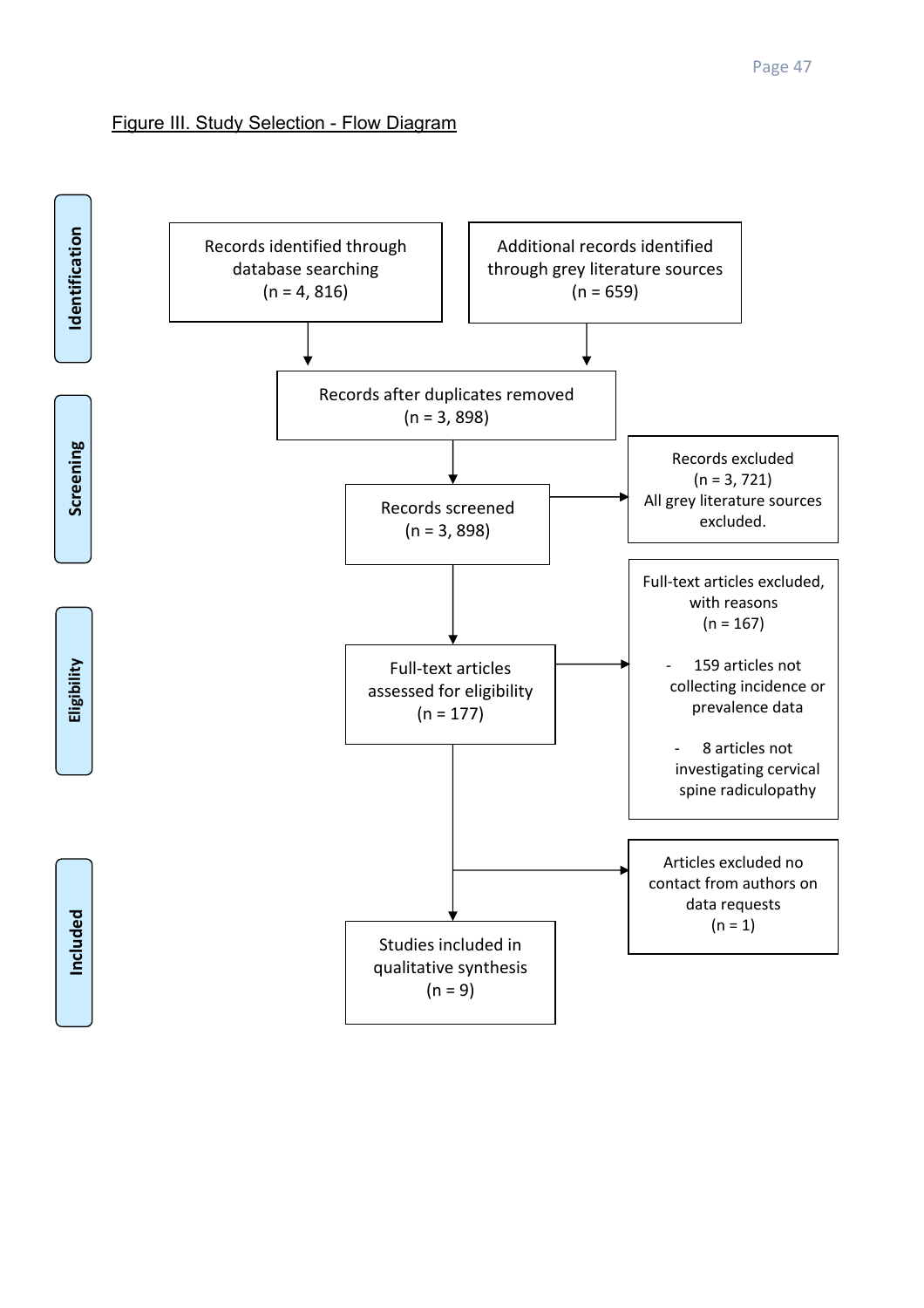Figure III. Study Selection - Flow Diagram

Identification

Records identified through database searching (n = 4, 816)

Additional records identified through grey literature sources (n = 659)

Screening

Records after duplicates removed (n = 3, 898)

Records screened (n = 3, 898)

Records excluded (n = 3, 721) All grey literature sources excluded.

Eligibility

Full-text articles assessed for eligibility (n = 177)

Full-text articles excluded, with reasons (n = 167)

- 159 articles not collecting incidence or prevalence data

- 8 articles not investigating cervical spine radiculopathy

Included

Articles excluded no contact from authors on data requests (n = 1)

Studies included in qualitative synthesis (n = 9)